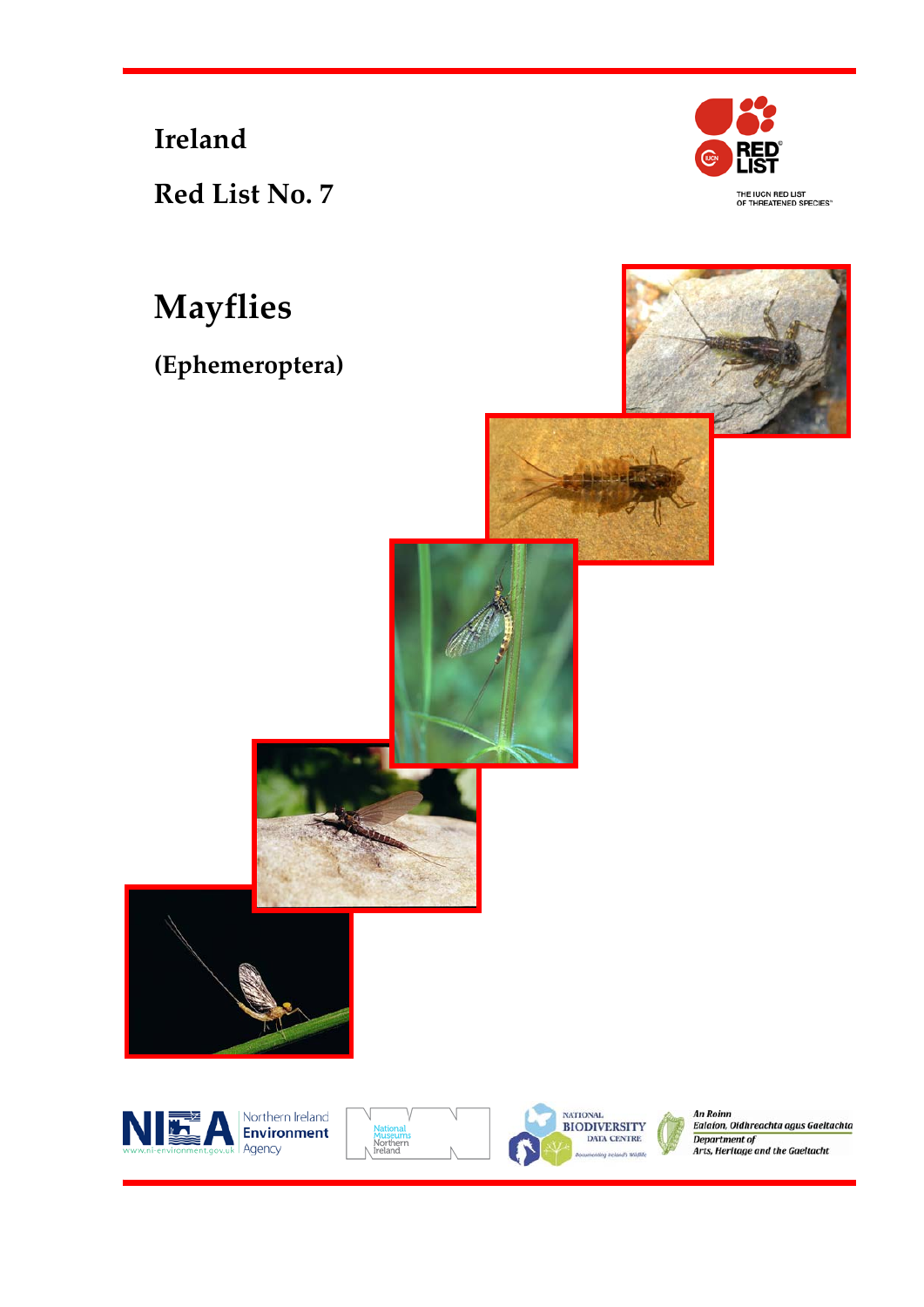# Ireland

## Red List No. 7

# Mayflies

## (Ephemeroptera)

THE IUCN RED LIST OF THREATENED SPECIES™

Northern Ireland Environment Agency

www.ni-environment.gov.uk

National Museums Northern Ireland

NATIONAL BIODIVERSITY DATA CENTRE

Documenting Ireland's Wildlife

An Roinn Ealaíon, Oidhreachta agus Gaeltachta

Department of Arts, Heritage and the Gaeltacht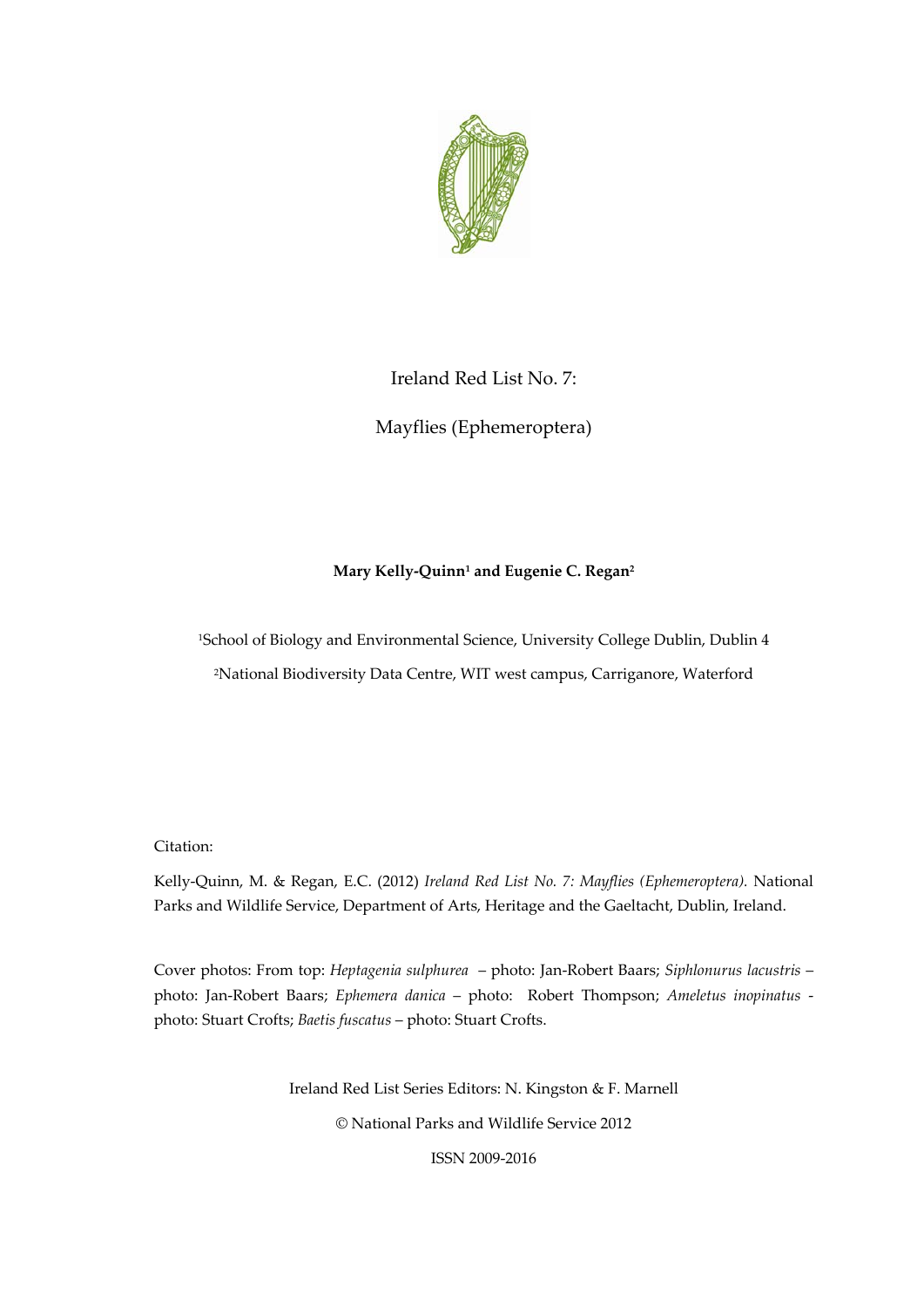Ireland Red List No. 7:

Mayflies (Ephemeroptera)

**Mary Kelly-Quinn[1] and Eugenie C. Regan[2]**

[1]School of Biology and Environmental Science, University College Dublin, Dublin 4

[2]National Biodiversity Data Centre, WIT west campus, Carriganore, Waterford

Citation:

Kelly-Quinn, M. & Regan, E.C. (2012) *Ireland Red List No. 7: Mayflies (Ephemeroptera).* National Parks and Wildlife Service, Department of Arts, Heritage and the Gaeltacht, Dublin, Ireland.

Cover photos: From top: *Heptagenia sulphurea* – photo: Jan-Robert Baars; *Siphlonurus lacustris* – photo: Jan-Robert Baars; *Ephemera danica* – photo: Robert Thompson; *Ameletus inopinatus* - photo: Stuart Crofts; *Baetis fuscatus* – photo: Stuart Crofts.

Ireland Red List Series Editors: N. Kingston & F. Marnell

© National Parks and Wildlife Service 2012

ISSN 2009-2016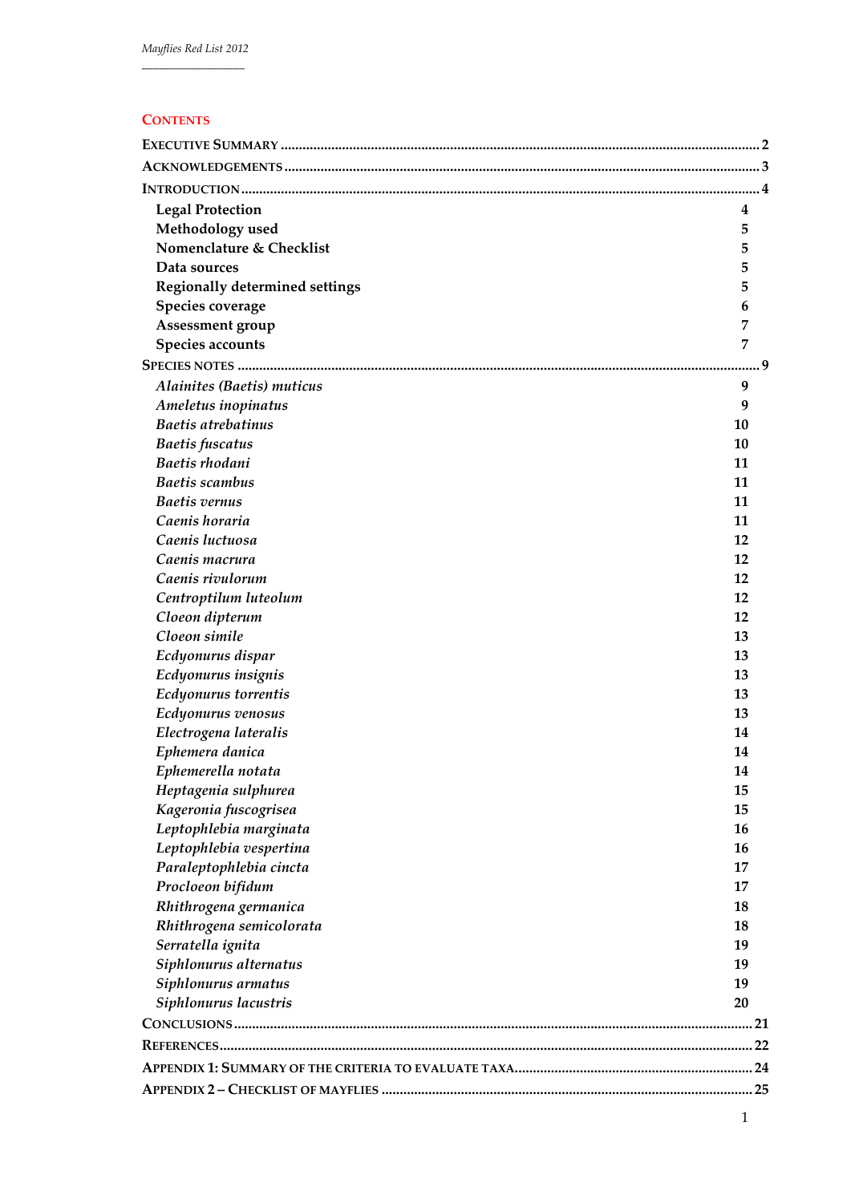## Contents

| | |
|---|---|
| **Executive Summary** | 2 |
| **Acknowledgements** | 3 |
| **Introduction** | 4 |
| Legal Protection | 4 |
| Methodology used | 5 |
| Nomenclature & Checklist | 5 |
| Data sources | 5 |
| Regionally determined settings | 5 |
| Species coverage | 6 |
| Assessment group | 7 |
| Species accounts | 7 |
| **Species Notes** | 9 |
| *Alainites (Baetis) muticus* | 9 |
| *Ameletus inopinatus* | 9 |
| *Baetis atrebatinus* | 10 |
| *Baetis fuscatus* | 10 |
| *Baetis rhodani* | 11 |
| *Baetis scambus* | 11 |
| *Baetis vernus* | 11 |
| *Caenis horaria* | 11 |
| *Caenis luctuosa* | 12 |
| *Caenis macrura* | 12 |
| *Caenis rivulorum* | 12 |
| *Centroptilum luteolum* | 12 |
| *Cloeon dipterum* | 12 |
| *Cloeon simile* | 13 |
| *Ecdyonurus dispar* | 13 |
| *Ecdyonurus insignis* | 13 |
| *Ecdyonurus torrentis* | 13 |
| *Ecdyonurus venosus* | 13 |
| *Electrogena lateralis* | 14 |
| *Ephemera danica* | 14 |
| *Ephemerella notata* | 14 |
| *Heptagenia sulphurea* | 15 |
| *Kageronia fuscogrisea* | 15 |
| *Leptophlebia marginata* | 16 |
| *Leptophlebia vespertina* | 16 |
| *Paraleptophlebia cincta* | 17 |
| *Procloeon bifidum* | 17 |
| *Rhithrogena germanica* | 18 |
| *Rhithrogena semicolorata* | 18 |
| *Serratella ignita* | 19 |
| *Siphlonurus alternatus* | 19 |
| *Siphlonurus armatus* | 19 |
| *Siphlonurus lacustris* | 20 |
| **Conclusions** | 21 |
| **References** | 22 |
| **Appendix 1: Summary of the criteria to evaluate taxa** | 24 |
| **Appendix 2 – Checklist of mayflies** | 25 |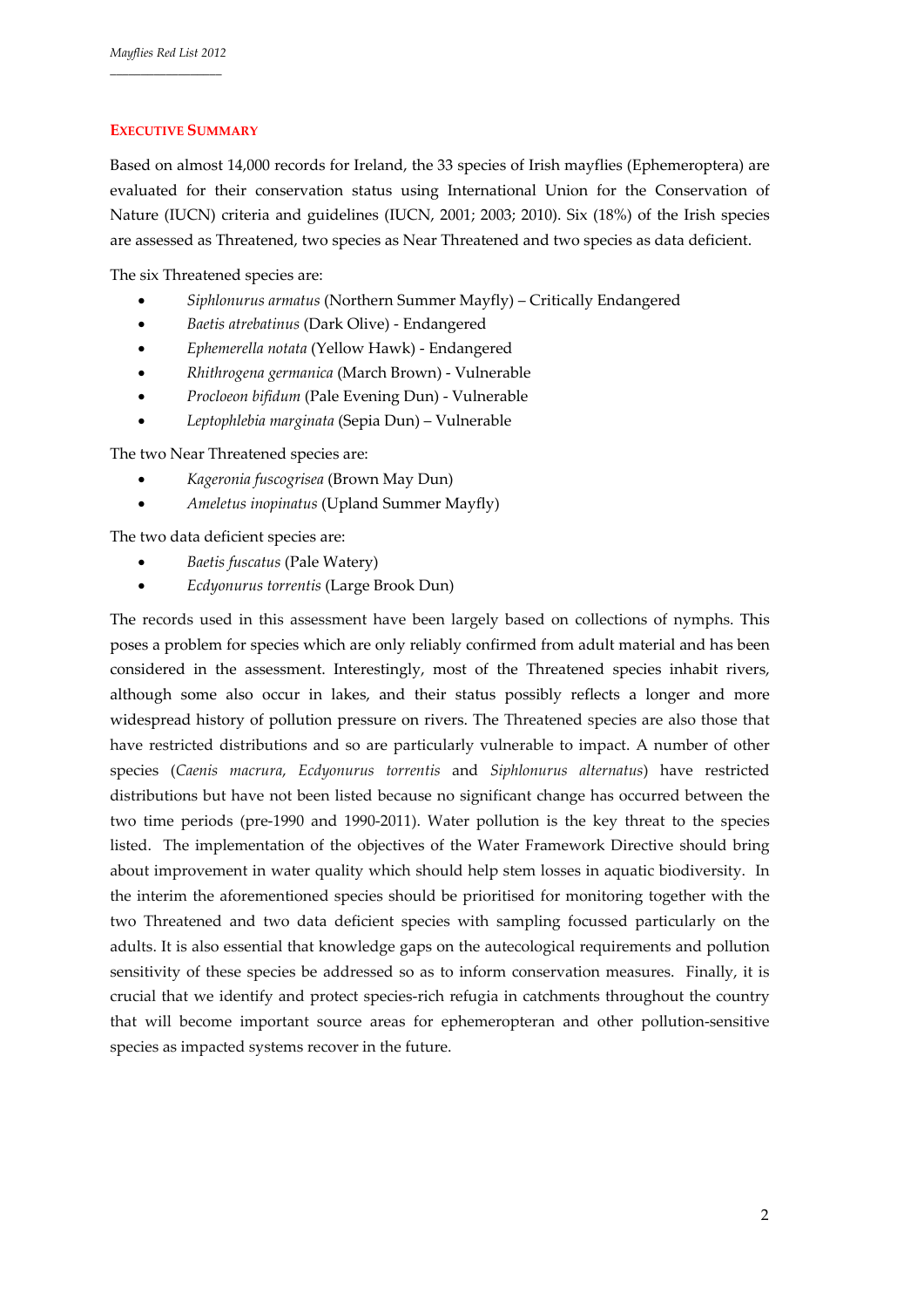## Executive Summary

Based on almost 14,000 records for Ireland, the 33 species of Irish mayflies (Ephemeroptera) are evaluated for their conservation status using International Union for the Conservation of Nature (IUCN) criteria and guidelines (IUCN, 2001; 2003; 2010). Six (18%) of the Irish species are assessed as Threatened, two species as Near Threatened and two species as data deficient.

The six Threatened species are:

- *Siphlonurus armatus* (Northern Summer Mayfly) – Critically Endangered
- *Baetis atrebatinus* (Dark Olive) - Endangered
- *Ephemerella notata* (Yellow Hawk) - Endangered
- *Rhithrogena germanica* (March Brown) - Vulnerable
- *Procloeon bifidum* (Pale Evening Dun) - Vulnerable
- *Leptophlebia marginata* (Sepia Dun) – Vulnerable

The two Near Threatened species are:

- *Kageronia fuscogrisea* (Brown May Dun)
- *Ameletus inopinatus* (Upland Summer Mayfly)

The two data deficient species are:

- *Baetis fuscatus* (Pale Watery)
- *Ecdyonurus torrentis* (Large Brook Dun)

The records used in this assessment have been largely based on collections of nymphs. This poses a problem for species which are only reliably confirmed from adult material and has been considered in the assessment. Interestingly, most of the Threatened species inhabit rivers, although some also occur in lakes, and their status possibly reflects a longer and more widespread history of pollution pressure on rivers. The Threatened species are also those that have restricted distributions and so are particularly vulnerable to impact. A number of other species (*Caenis macrura*, *Ecdyonurus torrentis* and *Siphlonurus alternatus*) have restricted distributions but have not been listed because no significant change has occurred between the two time periods (pre-1990 and 1990-2011). Water pollution is the key threat to the species listed. The implementation of the objectives of the Water Framework Directive should bring about improvement in water quality which should help stem losses in aquatic biodiversity. In the interim the aforementioned species should be prioritised for monitoring together with the two Threatened and two data deficient species with sampling focussed particularly on the adults. It is also essential that knowledge gaps on the autecological requirements and pollution sensitivity of these species be addressed so as to inform conservation measures. Finally, it is crucial that we identify and protect species-rich refugia in catchments throughout the country that will become important source areas for ephemeropteran and other pollution-sensitive species as impacted systems recover in the future.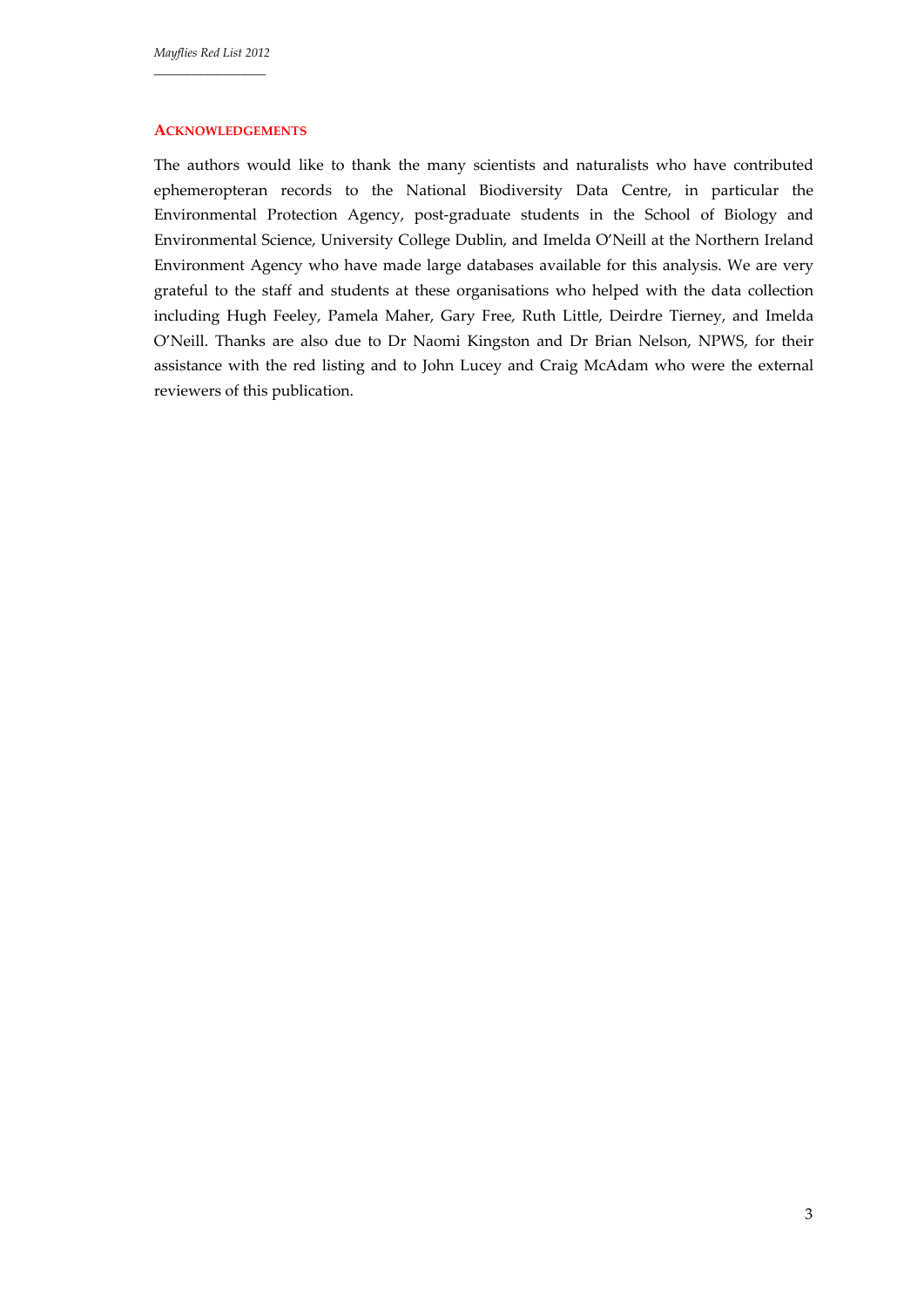## ACKNOWLEDGEMENTS

The authors would like to thank the many scientists and naturalists who have contributed ephemeropteran records to the National Biodiversity Data Centre, in particular the Environmental Protection Agency, post-graduate students in the School of Biology and Environmental Science, University College Dublin, and Imelda O'Neill at the Northern Ireland Environment Agency who have made large databases available for this analysis. We are very grateful to the staff and students at these organisations who helped with the data collection including Hugh Feeley, Pamela Maher, Gary Free, Ruth Little, Deirdre Tierney, and Imelda O'Neill. Thanks are also due to Dr Naomi Kingston and Dr Brian Nelson, NPWS, for their assistance with the red listing and to John Lucey and Craig McAdam who were the external reviewers of this publication.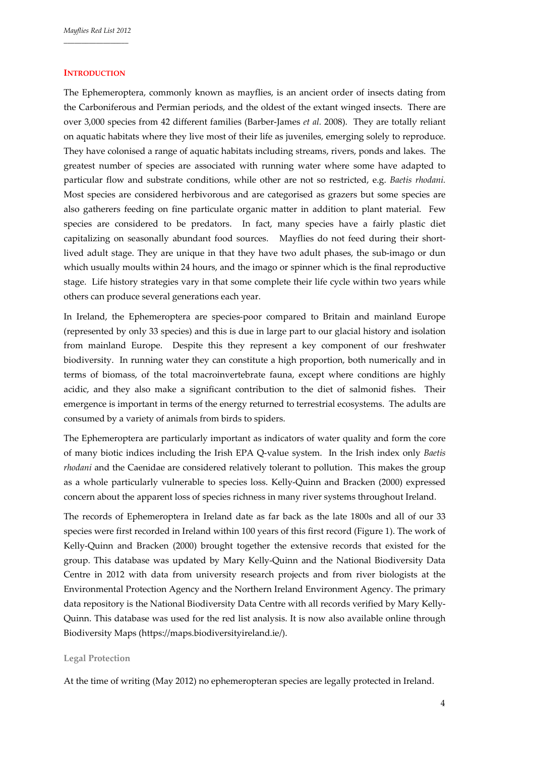## INTRODUCTION

The Ephemeroptera, commonly known as mayflies, is an ancient order of insects dating from the Carboniferous and Permian periods, and the oldest of the extant winged insects. There are over 3,000 species from 42 different families (Barber-James *et al.* 2008). They are totally reliant on aquatic habitats where they live most of their life as juveniles, emerging solely to reproduce. They have colonised a range of aquatic habitats including streams, rivers, ponds and lakes. The greatest number of species are associated with running water where some have adapted to particular flow and substrate conditions, while other are not so restricted, e.g. *Baetis rhodani.* Most species are considered herbivorous and are categorised as grazers but some species are also gatherers feeding on fine particulate organic matter in addition to plant material. Few species are considered to be predators. In fact, many species have a fairly plastic diet capitalizing on seasonally abundant food sources. Mayflies do not feed during their short-lived adult stage. They are unique in that they have two adult phases, the sub-imago or dun which usually moults within 24 hours, and the imago or spinner which is the final reproductive stage. Life history strategies vary in that some complete their life cycle within two years while others can produce several generations each year.

In Ireland, the Ephemeroptera are species-poor compared to Britain and mainland Europe (represented by only 33 species) and this is due in large part to our glacial history and isolation from mainland Europe. Despite this they represent a key component of our freshwater biodiversity. In running water they can constitute a high proportion, both numerically and in terms of biomass, of the total macroinvertebrate fauna, except where conditions are highly acidic, and they also make a significant contribution to the diet of salmonid fishes. Their emergence is important in terms of the energy returned to terrestrial ecosystems. The adults are consumed by a variety of animals from birds to spiders.

The Ephemeroptera are particularly important as indicators of water quality and form the core of many biotic indices including the Irish EPA Q-value system. In the Irish index only *Baetis rhodani* and the Caenidae are considered relatively tolerant to pollution. This makes the group as a whole particularly vulnerable to species loss. Kelly-Quinn and Bracken (2000) expressed concern about the apparent loss of species richness in many river systems throughout Ireland.

The records of Ephemeroptera in Ireland date as far back as the late 1800s and all of our 33 species were first recorded in Ireland within 100 years of this first record (Figure 1). The work of Kelly-Quinn and Bracken (2000) brought together the extensive records that existed for the group. This database was updated by Mary Kelly-Quinn and the National Biodiversity Data Centre in 2012 with data from university research projects and from river biologists at the Environmental Protection Agency and the Northern Ireland Environment Agency. The primary data repository is the National Biodiversity Data Centre with all records verified by Mary Kelly-Quinn. This database was used for the red list analysis. It is now also available online through Biodiversity Maps (https://maps.biodiversityireland.ie/).

### Legal Protection

At the time of writing (May 2012) no ephemeropteran species are legally protected in Ireland.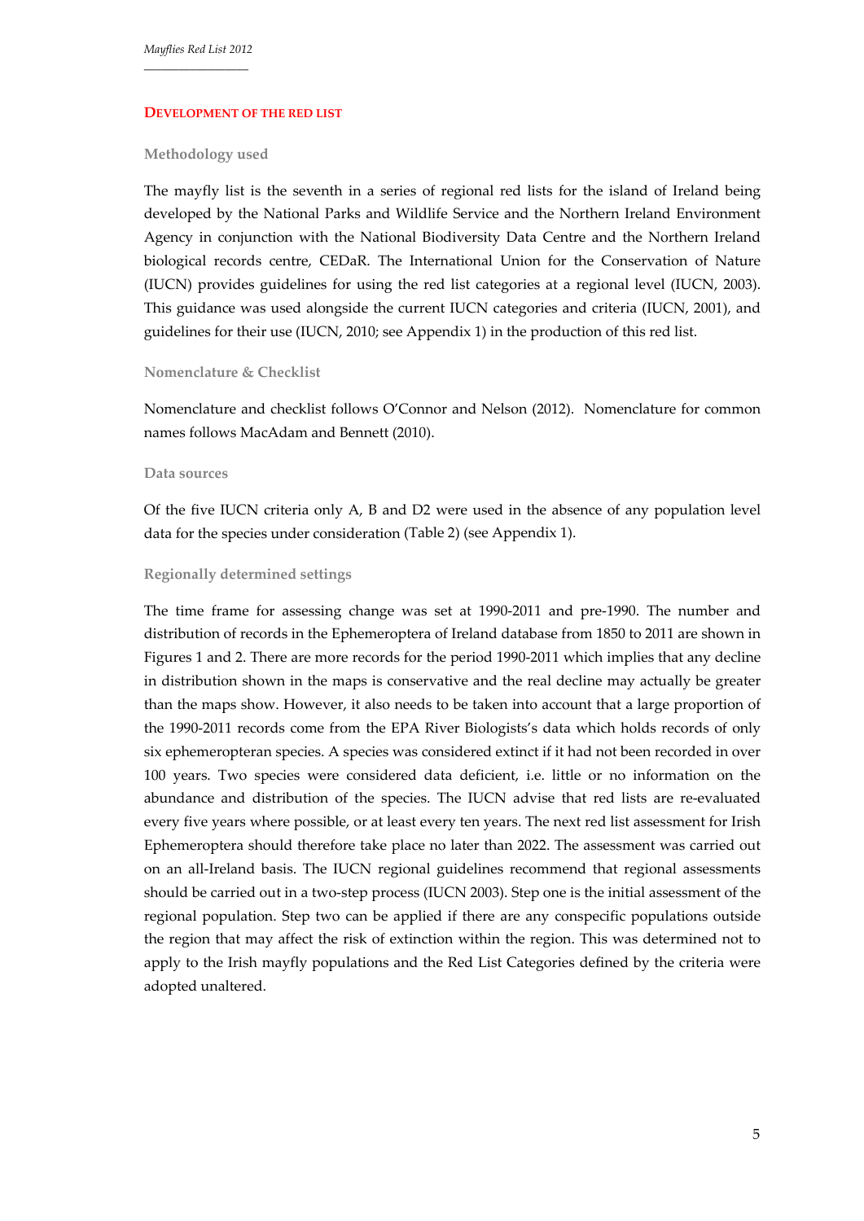## Development of the Red List

### Methodology used

The mayfly list is the seventh in a series of regional red lists for the island of Ireland being developed by the National Parks and Wildlife Service and the Northern Ireland Environment Agency in conjunction with the National Biodiversity Data Centre and the Northern Ireland biological records centre, CEDaR. The International Union for the Conservation of Nature (IUCN) provides guidelines for using the red list categories at a regional level (IUCN, 2003). This guidance was used alongside the current IUCN categories and criteria (IUCN, 2001), and guidelines for their use (IUCN, 2010; see Appendix 1) in the production of this red list.

### Nomenclature & Checklist

Nomenclature and checklist follows O'Connor and Nelson (2012). Nomenclature for common names follows MacAdam and Bennett (2010).

### Data sources

Of the five IUCN criteria only A, B and D2 were used in the absence of any population level data for the species under consideration (Table 2) (see Appendix 1).

### Regionally determined settings

The time frame for assessing change was set at 1990-2011 and pre-1990. The number and distribution of records in the Ephemeroptera of Ireland database from 1850 to 2011 are shown in Figures 1 and 2. There are more records for the period 1990-2011 which implies that any decline in distribution shown in the maps is conservative and the real decline may actually be greater than the maps show. However, it also needs to be taken into account that a large proportion of the 1990-2011 records come from the EPA River Biologists's data which holds records of only six ephemeropteran species. A species was considered extinct if it had not been recorded in over 100 years. Two species were considered data deficient, i.e. little or no information on the abundance and distribution of the species. The IUCN advise that red lists are re-evaluated every five years where possible, or at least every ten years. The next red list assessment for Irish Ephemeroptera should therefore take place no later than 2022. The assessment was carried out on an all-Ireland basis. The IUCN regional guidelines recommend that regional assessments should be carried out in a two-step process (IUCN 2003). Step one is the initial assessment of the regional population. Step two can be applied if there are any conspecific populations outside the region that may affect the risk of extinction within the region. This was determined not to apply to the Irish mayfly populations and the Red List Categories defined by the criteria were adopted unaltered.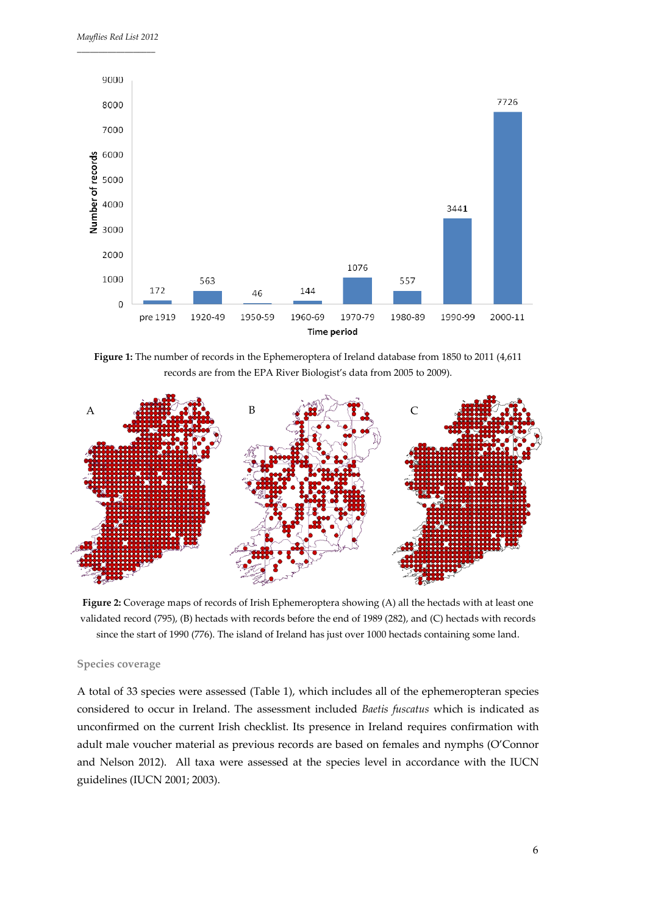**Figure 1:** The number of records in the Ephemeroptera of Ireland database from 1850 to 2011 (4,611 records are from the EPA River Biologist's data from 2005 to 2009).

**Figure 2:** Coverage maps of records of Irish Ephemeroptera showing (A) all the hectads with at least one validated record (795), (B) hectads with records before the end of 1989 (282), and (C) hectads with records since the start of 1990 (776). The island of Ireland has just over 1000 hectads containing some land.

### Species coverage

A total of 33 species were assessed (Table 1), which includes all of the ephemeropteran species considered to occur in Ireland. The assessment included *Baetis fuscatus* which is indicated as unconfirmed on the current Irish checklist. Its presence in Ireland requires confirmation with adult male voucher material as previous records are based on females and nymphs (O'Connor and Nelson 2012). All taxa were assessed at the species level in accordance with the IUCN guidelines (IUCN 2001; 2003).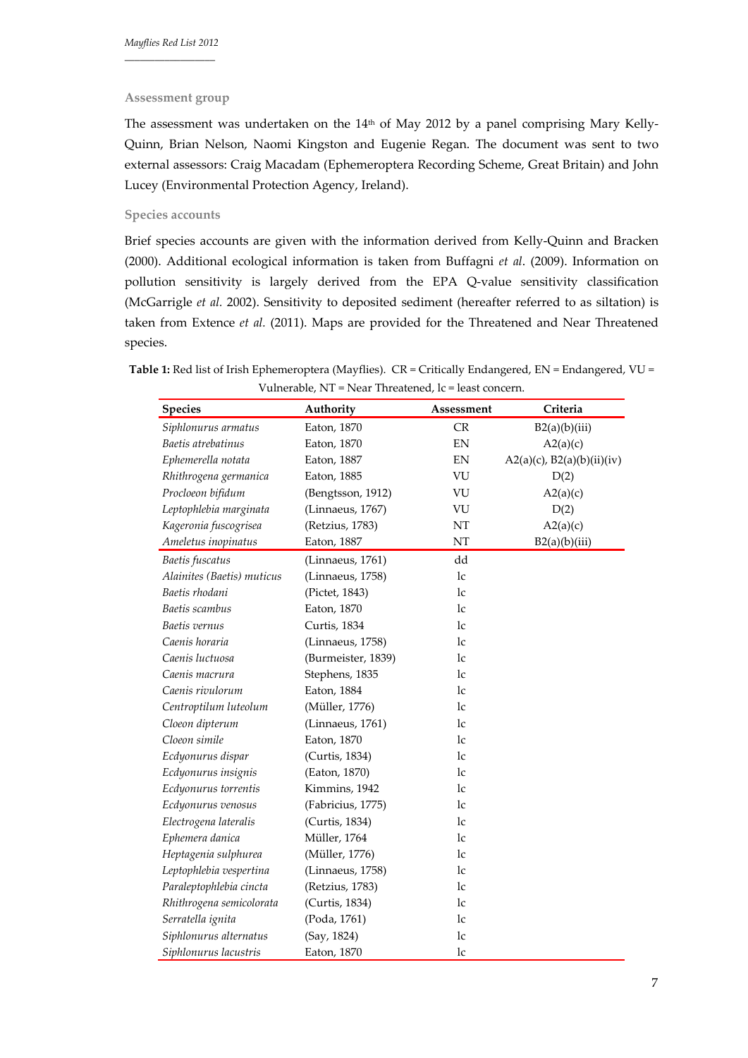### Assessment group

The assessment was undertaken on the 14th of May 2012 by a panel comprising Mary Kelly-Quinn, Brian Nelson, Naomi Kingston and Eugenie Regan. The document was sent to two external assessors: Craig Macadam (Ephemeroptera Recording Scheme, Great Britain) and John Lucey (Environmental Protection Agency, Ireland).

### Species accounts

Brief species accounts are given with the information derived from Kelly-Quinn and Bracken (2000). Additional ecological information is taken from Buffagni *et al*. (2009). Information on pollution sensitivity is largely derived from the EPA Q-value sensitivity classification (McGarrigle *et al*. 2002). Sensitivity to deposited sediment (hereafter referred to as siltation) is taken from Extence *et al*. (2011). Maps are provided for the Threatened and Near Threatened species.

**Table 1:** Red list of Irish Ephemeroptera (Mayflies). CR = Critically Endangered, EN = Endangered, VU = Vulnerable, NT = Near Threatened, lc = least concern.

| Species | Authority | Assessment | Criteria |
|---|---|---|---|
| *Siphlonurus armatus* | Eaton, 1870 | CR | B2(a)(b)(iii) |
| *Baetis atrebatinus* | Eaton, 1870 | EN | A2(a)(c) |
| *Ephemerella notata* | Eaton, 1887 | EN | A2(a)(c), B2(a)(b)(ii)(iv) |
| *Rhithrogena germanica* | Eaton, 1885 | VU | D(2) |
| *Procloeon bifidum* | (Bengtsson, 1912) | VU | A2(a)(c) |
| *Leptophlebia marginata* | (Linnaeus, 1767) | VU | D(2) |
| *Kageronia fuscogrisea* | (Retzius, 1783) | NT | A2(a)(c) |
| *Ameletus inopinatus* | Eaton, 1887 | NT | B2(a)(b)(iii) |
| *Baetis fuscatus* | (Linnaeus, 1761) | dd | |
| *Alainites (Baetis) muticus* | (Linnaeus, 1758) | lc | |
| *Baetis rhodani* | (Pictet, 1843) | lc | |
| *Baetis scambus* | Eaton, 1870 | lc | |
| *Baetis vernus* | Curtis, 1834 | lc | |
| *Caenis horaria* | (Linnaeus, 1758) | lc | |
| *Caenis luctuosa* | (Burmeister, 1839) | lc | |
| *Caenis macrura* | Stephens, 1835 | lc | |
| *Caenis rivulorum* | Eaton, 1884 | lc | |
| *Centroptilum luteolum* | (Müller, 1776) | lc | |
| *Cloeon dipterum* | (Linnaeus, 1761) | lc | |
| *Cloeon simile* | Eaton, 1870 | lc | |
| *Ecdyonurus dispar* | (Curtis, 1834) | lc | |
| *Ecdyonurus insignis* | (Eaton, 1870) | lc | |
| *Ecdyonurus torrentis* | Kimmins, 1942 | lc | |
| *Ecdyonurus venosus* | (Fabricius, 1775) | lc | |
| *Electrogena lateralis* | (Curtis, 1834) | lc | |
| *Ephemera danica* | Müller, 1764 | lc | |
| *Heptagenia sulphurea* | (Müller, 1776) | lc | |
| *Leptophlebia vespertina* | (Linnaeus, 1758) | lc | |
| *Paraleptophlebia cincta* | (Retzius, 1783) | lc | |
| *Rhithrogena semicolorata* | (Curtis, 1834) | lc | |
| *Serratella ignita* | (Poda, 1761) | lc | |
| *Siphlonurus alternatus* | (Say, 1824) | lc | |
| *Siphlonurus lacustris* | Eaton, 1870 | lc | |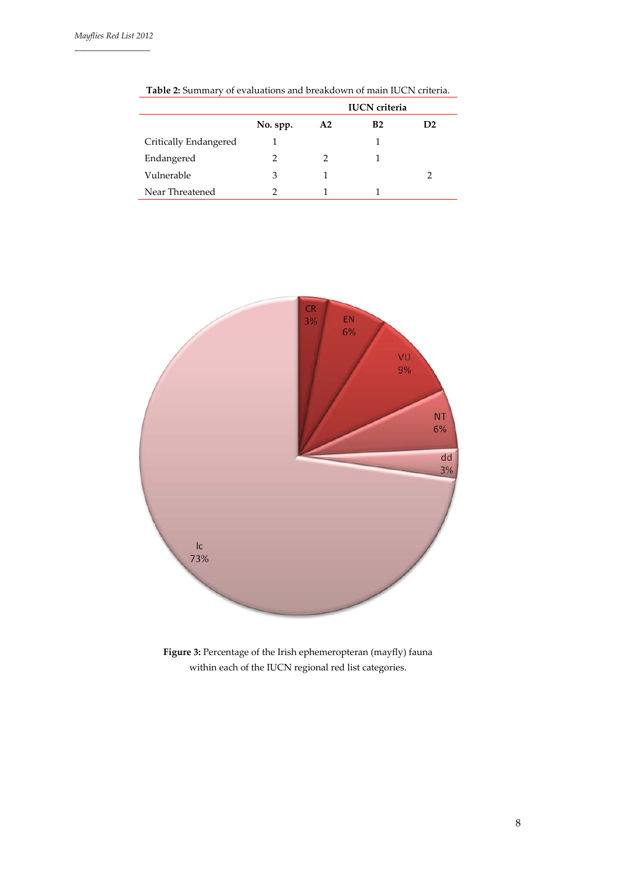**Table 2:** Summary of evaluations and breakdown of main IUCN criteria.

| | | IUCN criteria | | |
|---|---|---|---|---|
| | **No. spp.** | **A2** | **B2** | **D2** |
| Critically Endangered | 1 | | 1 | |
| Endangered | 2 | 2 | 1 | |
| Vulnerable | 3 | 1 | | 2 |
| Near Threatened | 2 | 1 | 1 | |

**Figure 3:** Percentage of the Irish ephemeropteran (mayfly) fauna within each of the IUCN regional red list categories.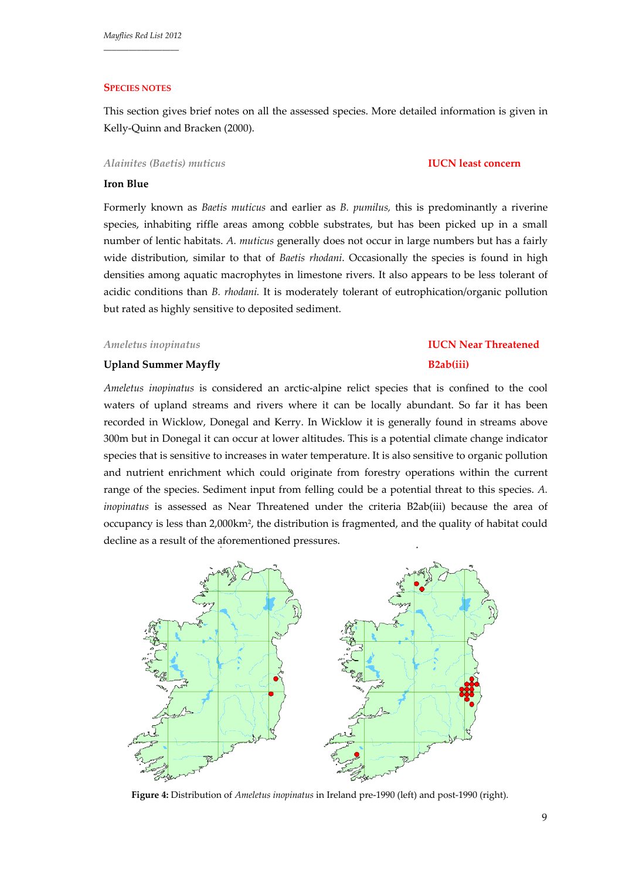## SPECIES NOTES

This section gives brief notes on all the assessed species. More detailed information is given in Kelly-Quinn and Bracken (2000).

### *Alainites (Baetis) muticus* — IUCN least concern

**Iron Blue**

Formerly known as *Baetis muticus* and earlier as *B. pumilus,* this is predominantly a riverine species, inhabiting riffle areas among cobble substrates, but has been picked up in a small number of lentic habitats. *A. muticus* generally does not occur in large numbers but has a fairly wide distribution, similar to that of *Baetis rhodani*. Occasionally the species is found in high densities among aquatic macrophytes in limestone rivers. It also appears to be less tolerant of acidic conditions than *B. rhodani.* It is moderately tolerant of eutrophication/organic pollution but rated as highly sensitive to deposited sediment.

### *Ameletus inopinatus* — IUCN Near Threatened B2ab(iii)

**Upland Summer Mayfly**

*Ameletus inopinatus* is considered an arctic-alpine relict species that is confined to the cool waters of upland streams and rivers where it can be locally abundant. So far it has been recorded in Wicklow, Donegal and Kerry. In Wicklow it is generally found in streams above 300m but in Donegal it can occur at lower altitudes. This is a potential climate change indicator species that is sensitive to increases in water temperature. It is also sensitive to organic pollution and nutrient enrichment which could originate from forestry operations within the current range of the species. Sediment input from felling could be a potential threat to this species. *A. inopinatus* is assessed as Near Threatened under the criteria B2ab(iii) because the area of occupancy is less than 2,000km$^2$, the distribution is fragmented, and the quality of habitat could decline as a result of the aforementioned pressures.

**Figure 4:** Distribution of *Ameletus inopinatus* in Ireland pre-1990 (left) and post-1990 (right).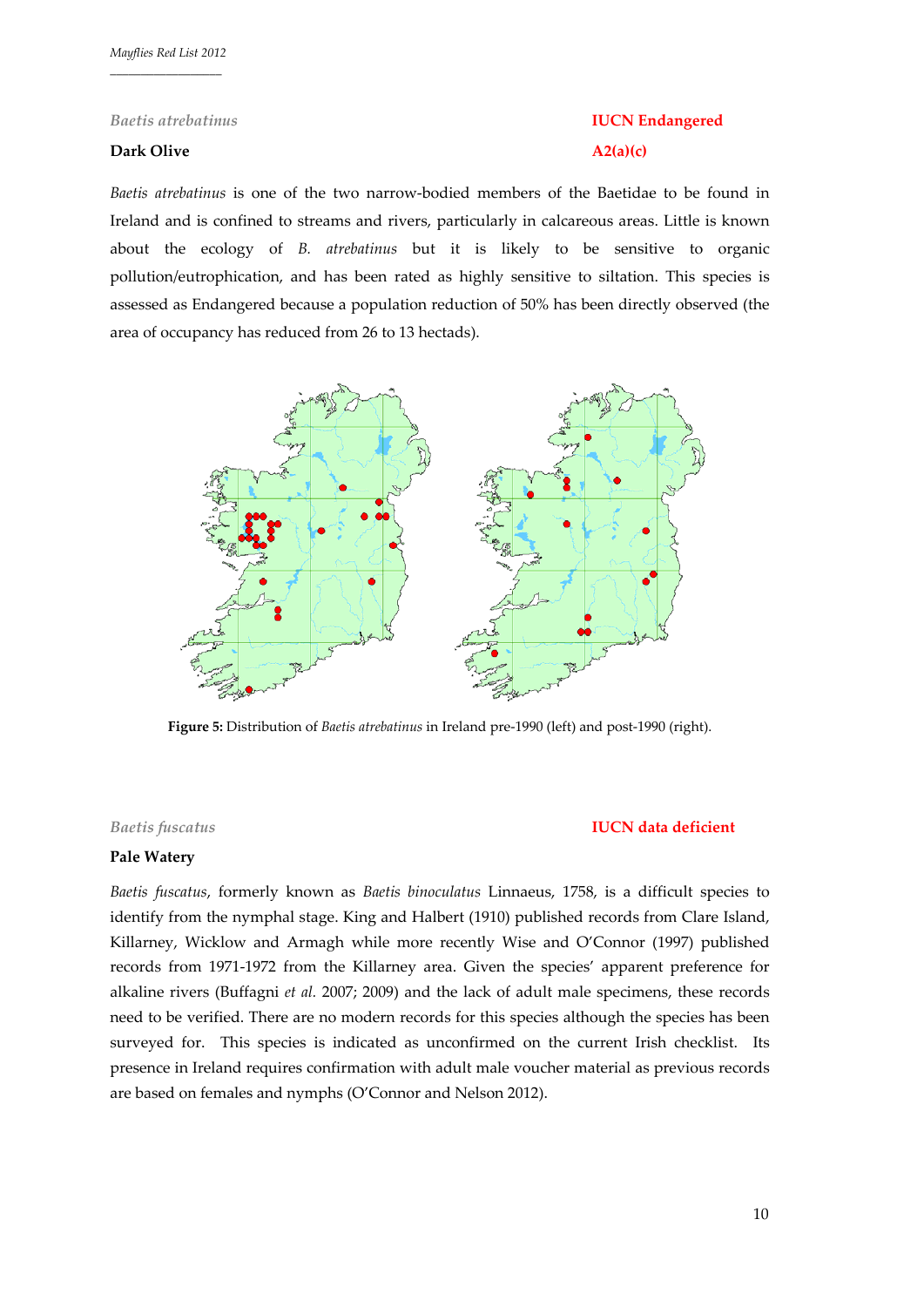*Baetis atrebatinus* **IUCN Endangered**

**Dark Olive** **A2(a)(c)**

*Baetis atrebatinus* is one of the two narrow-bodied members of the Baetidae to be found in Ireland and is confined to streams and rivers, particularly in calcareous areas. Little is known about the ecology of *B. atrebatinus* but it is likely to be sensitive to organic pollution/eutrophication, and has been rated as highly sensitive to siltation. This species is assessed as Endangered because a population reduction of 50% has been directly observed (the area of occupancy has reduced from 26 to 13 hectads).

**Figure 5:** Distribution of *Baetis atrebatinus* in Ireland pre-1990 (left) and post-1990 (right).

*Baetis fuscatus* **IUCN data deficient**

**Pale Watery**

*Baetis fuscatus*, formerly known as *Baetis binoculatus* Linnaeus, 1758, is a difficult species to identify from the nymphal stage. King and Halbert (1910) published records from Clare Island, Killarney, Wicklow and Armagh while more recently Wise and O'Connor (1997) published records from 1971-1972 from the Killarney area. Given the species' apparent preference for alkaline rivers (Buffagni *et al.* 2007; 2009) and the lack of adult male specimens, these records need to be verified. There are no modern records for this species although the species has been surveyed for. This species is indicated as unconfirmed on the current Irish checklist. Its presence in Ireland requires confirmation with adult male voucher material as previous records are based on females and nymphs (O'Connor and Nelson 2012).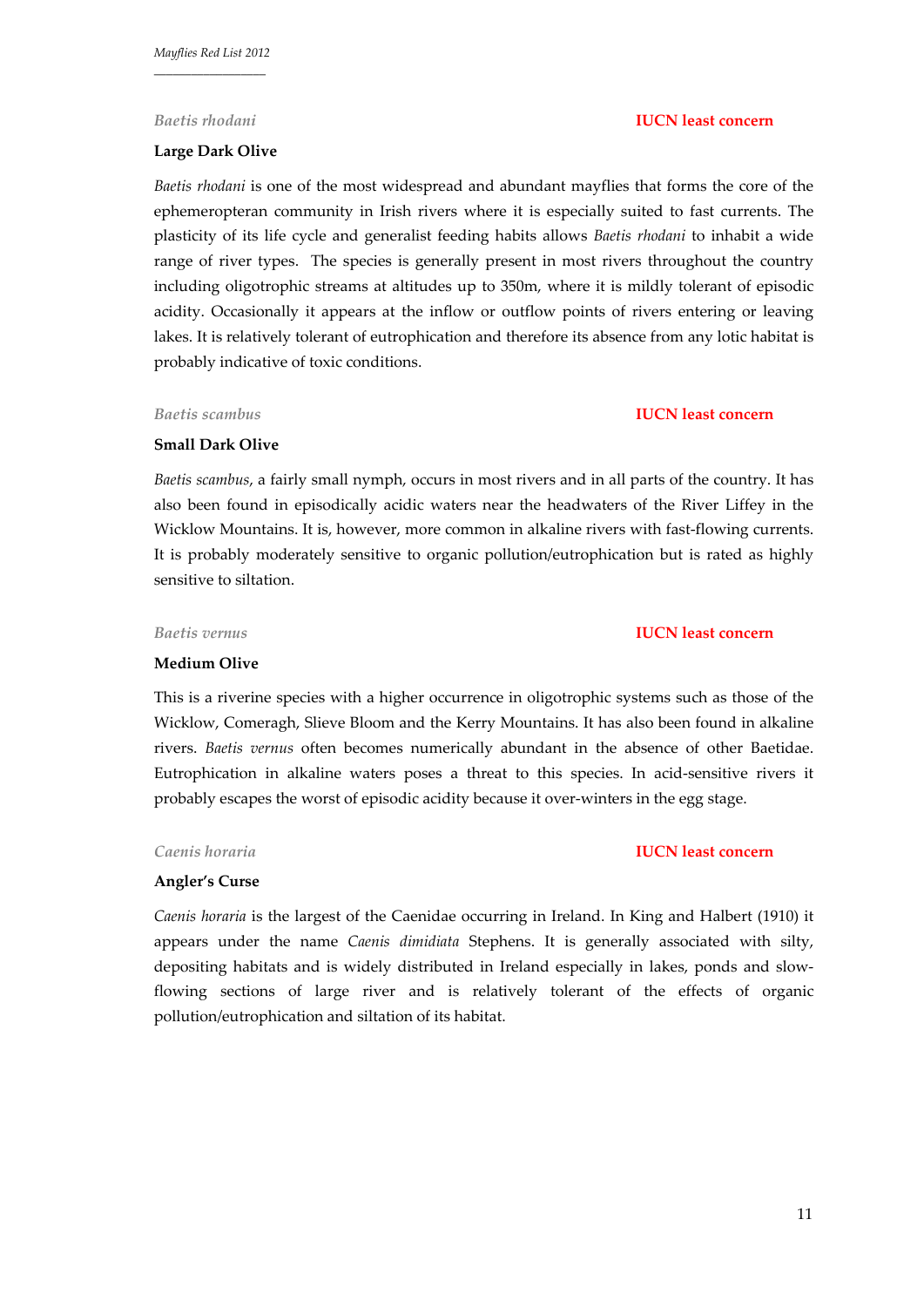*Baetis rhodani* **IUCN least concern**

**Large Dark Olive**

*Baetis rhodani* is one of the most widespread and abundant mayflies that forms the core of the ephemeropteran community in Irish rivers where it is especially suited to fast currents. The plasticity of its life cycle and generalist feeding habits allows *Baetis rhodani* to inhabit a wide range of river types. The species is generally present in most rivers throughout the country including oligotrophic streams at altitudes up to 350m, where it is mildly tolerant of episodic acidity. Occasionally it appears at the inflow or outflow points of rivers entering or leaving lakes. It is relatively tolerant of eutrophication and therefore its absence from any lotic habitat is probably indicative of toxic conditions.

*Baetis scambus* **IUCN least concern**

**Small Dark Olive**

*Baetis scambus*, a fairly small nymph, occurs in most rivers and in all parts of the country. It has also been found in episodically acidic waters near the headwaters of the River Liffey in the Wicklow Mountains. It is, however, more common in alkaline rivers with fast-flowing currents. It is probably moderately sensitive to organic pollution/eutrophication but is rated as highly sensitive to siltation.

*Baetis vernus* **IUCN least concern**

**Medium Olive**

This is a riverine species with a higher occurrence in oligotrophic systems such as those of the Wicklow, Comeragh, Slieve Bloom and the Kerry Mountains. It has also been found in alkaline rivers. *Baetis vernus* often becomes numerically abundant in the absence of other Baetidae. Eutrophication in alkaline waters poses a threat to this species. In acid-sensitive rivers it probably escapes the worst of episodic acidity because it over-winters in the egg stage.

*Caenis horaria* **IUCN least concern**

**Angler's Curse**

*Caenis horaria* is the largest of the Caenidae occurring in Ireland. In King and Halbert (1910) it appears under the name *Caenis dimidiata* Stephens. It is generally associated with silty, depositing habitats and is widely distributed in Ireland especially in lakes, ponds and slow-flowing sections of large river and is relatively tolerant of the effects of organic pollution/eutrophication and siltation of its habitat.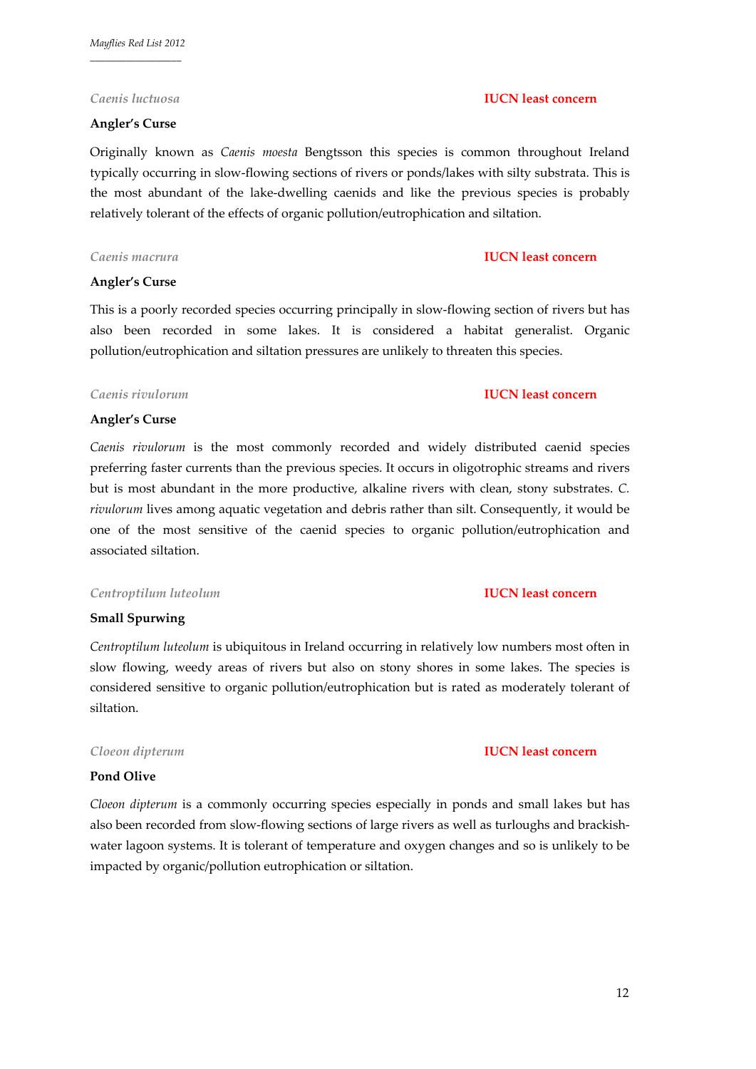### *Caenis luctuosa* — **IUCN least concern**

**Angler's Curse**

Originally known as *Caenis moesta* Bengtsson this species is common throughout Ireland typically occurring in slow-flowing sections of rivers or ponds/lakes with silty substrata. This is the most abundant of the lake-dwelling caenids and like the previous species is probably relatively tolerant of the effects of organic pollution/eutrophication and siltation.

### *Caenis macrura* — **IUCN least concern**

**Angler's Curse**

This is a poorly recorded species occurring principally in slow-flowing section of rivers but has also been recorded in some lakes. It is considered a habitat generalist. Organic pollution/eutrophication and siltation pressures are unlikely to threaten this species.

### *Caenis rivulorum* — **IUCN least concern**

**Angler's Curse**

*Caenis rivulorum* is the most commonly recorded and widely distributed caenid species preferring faster currents than the previous species. It occurs in oligotrophic streams and rivers but is most abundant in the more productive, alkaline rivers with clean, stony substrates. *C. rivulorum* lives among aquatic vegetation and debris rather than silt. Consequently, it would be one of the most sensitive of the caenid species to organic pollution/eutrophication and associated siltation.

### *Centroptilum luteolum* — **IUCN least concern**

**Small Spurwing**

*Centroptilum luteolum* is ubiquitous in Ireland occurring in relatively low numbers most often in slow flowing, weedy areas of rivers but also on stony shores in some lakes. The species is considered sensitive to organic pollution/eutrophication but is rated as moderately tolerant of siltation.

### *Cloeon dipterum* — **IUCN least concern**

**Pond Olive**

*Cloeon dipterum* is a commonly occurring species especially in ponds and small lakes but has also been recorded from slow-flowing sections of large rivers as well as turloughs and brackish-water lagoon systems. It is tolerant of temperature and oxygen changes and so is unlikely to be impacted by organic/pollution eutrophication or siltation.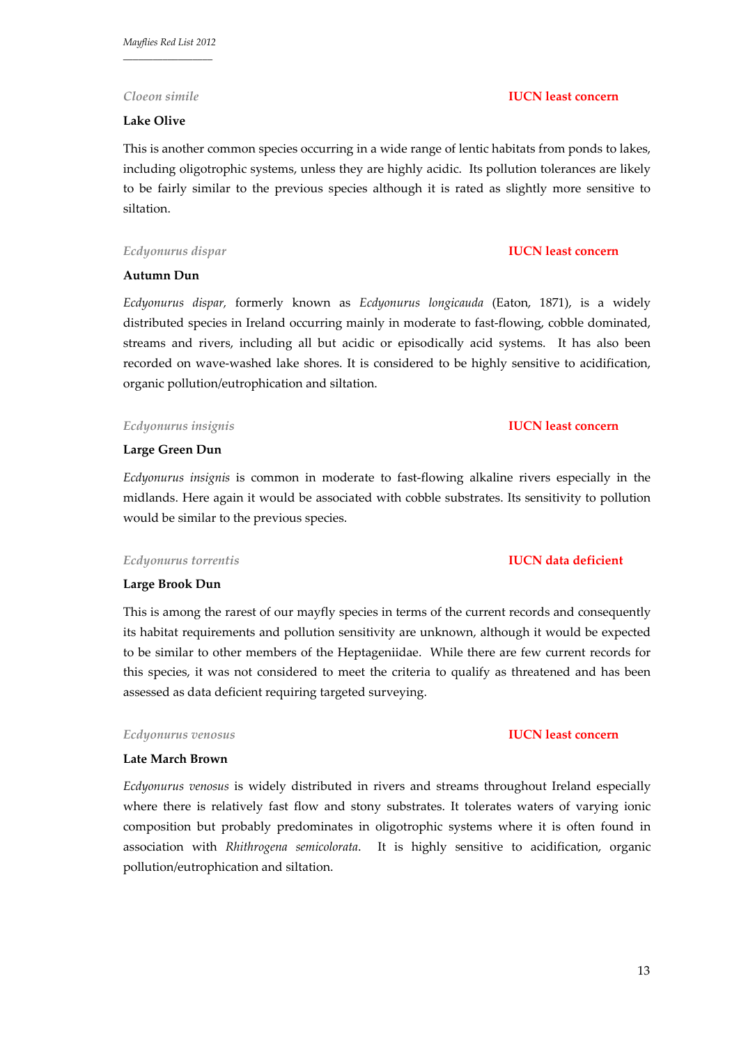### *Cloeon simile* — IUCN least concern

**Lake Olive**

This is another common species occurring in a wide range of lentic habitats from ponds to lakes, including oligotrophic systems, unless they are highly acidic. Its pollution tolerances are likely to be fairly similar to the previous species although it is rated as slightly more sensitive to siltation.

### *Ecdyonurus dispar* — IUCN least concern

**Autumn Dun**

*Ecdyonurus dispar,* formerly known as *Ecdyonurus longicauda* (Eaton, 1871), is a widely distributed species in Ireland occurring mainly in moderate to fast-flowing, cobble dominated, streams and rivers, including all but acidic or episodically acid systems. It has also been recorded on wave-washed lake shores. It is considered to be highly sensitive to acidification, organic pollution/eutrophication and siltation.

### *Ecdyonurus insignis* — IUCN least concern

**Large Green Dun**

*Ecdyonurus insignis* is common in moderate to fast-flowing alkaline rivers especially in the midlands. Here again it would be associated with cobble substrates. Its sensitivity to pollution would be similar to the previous species.

### *Ecdyonurus torrentis* — IUCN data deficient

**Large Brook Dun**

This is among the rarest of our mayfly species in terms of the current records and consequently its habitat requirements and pollution sensitivity are unknown, although it would be expected to be similar to other members of the Heptageniidae. While there are few current records for this species, it was not considered to meet the criteria to qualify as threatened and has been assessed as data deficient requiring targeted surveying.

### *Ecdyonurus venosus* — IUCN least concern

**Late March Brown**

*Ecdyonurus venosus* is widely distributed in rivers and streams throughout Ireland especially where there is relatively fast flow and stony substrates. It tolerates waters of varying ionic composition but probably predominates in oligotrophic systems where it is often found in association with *Rhithrogena semicolorata*. It is highly sensitive to acidification, organic pollution/eutrophication and siltation.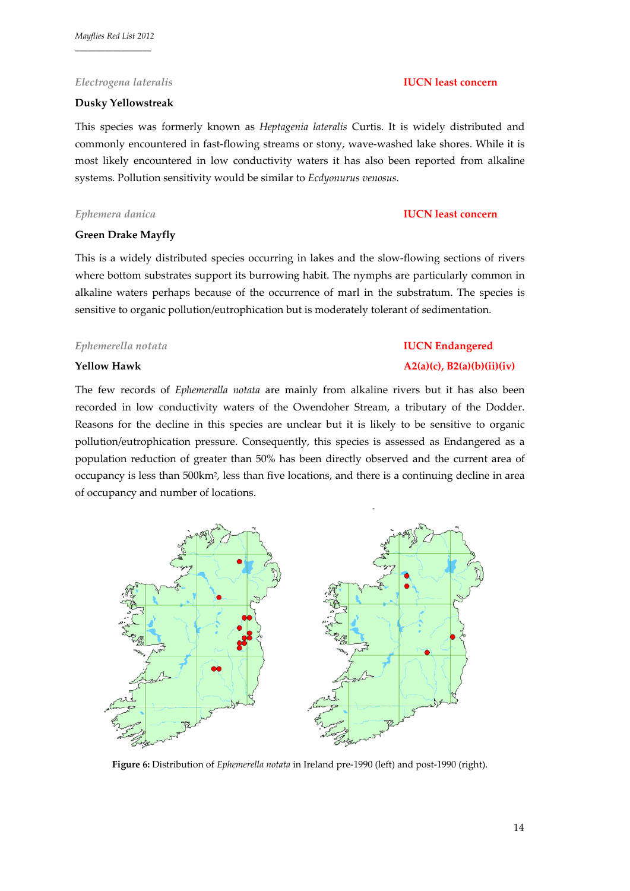*Electrogena lateralis* **IUCN least concern**

**Dusky Yellowstreak**

This species was formerly known as *Heptagenia lateralis* Curtis. It is widely distributed and commonly encountered in fast-flowing streams or stony, wave-washed lake shores. While it is most likely encountered in low conductivity waters it has also been reported from alkaline systems. Pollution sensitivity would be similar to *Ecdyonurus venosus.*

*Ephemera danica* **IUCN least concern**

**Green Drake Mayfly**

This is a widely distributed species occurring in lakes and the slow-flowing sections of rivers where bottom substrates support its burrowing habit. The nymphs are particularly common in alkaline waters perhaps because of the occurrence of marl in the substratum. The species is sensitive to organic pollution/eutrophication but is moderately tolerant of sedimentation.

*Ephemerella notata* **IUCN Endangered**

**Yellow Hawk** **A2(a)(c), B2(a)(b)(ii)(iv)**

The few records of *Ephemeralla notata* are mainly from alkaline rivers but it has also been recorded in low conductivity waters of the Owendoher Stream, a tributary of the Dodder. Reasons for the decline in this species are unclear but it is likely to be sensitive to organic pollution/eutrophication pressure. Consequently, this species is assessed as Endangered as a population reduction of greater than 50% has been directly observed and the current area of occupancy is less than 500km², less than five locations, and there is a continuing decline in area of occupancy and number of locations.

**Figure 6:** Distribution of *Ephemerella notata* in Ireland pre-1990 (left) and post-1990 (right).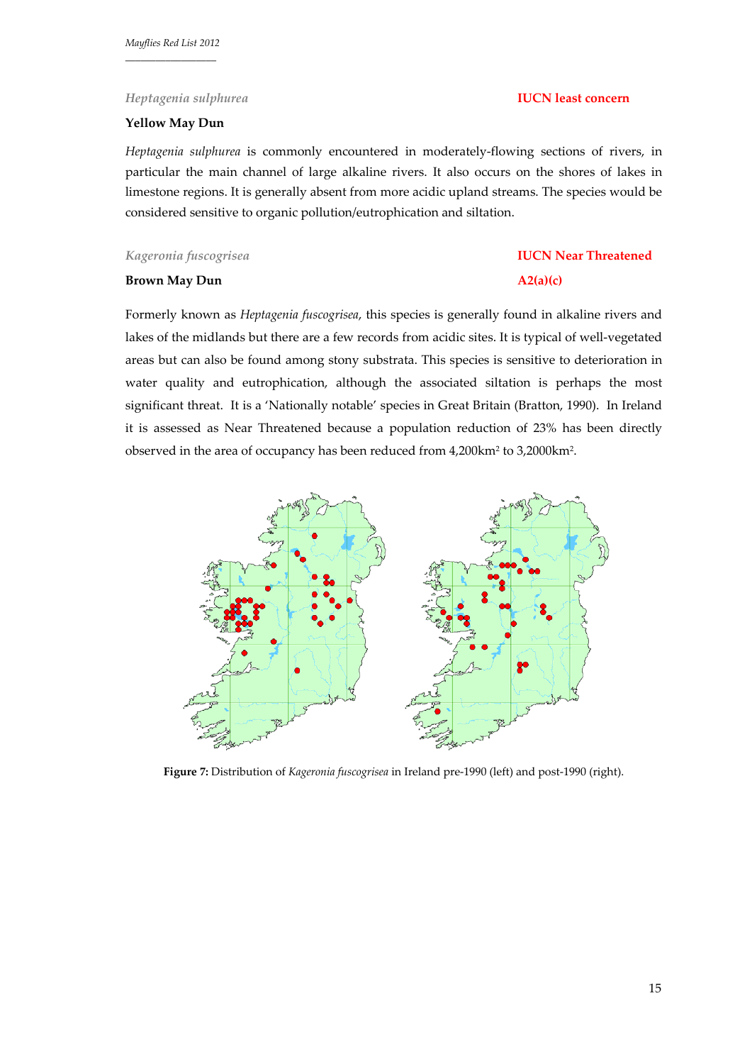*Heptagenia sulphurea* — **IUCN least concern**

**Yellow May Dun**

*Heptagenia sulphurea* is commonly encountered in moderately-flowing sections of rivers, in particular the main channel of large alkaline rivers. It also occurs on the shores of lakes in limestone regions. It is generally absent from more acidic upland streams. The species would be considered sensitive to organic pollution/eutrophication and siltation.

*Kageronia fuscogrisea* — **IUCN Near Threatened A2(a)(c)**

**Brown May Dun**

Formerly known as *Heptagenia fuscogrisea*, this species is generally found in alkaline rivers and lakes of the midlands but there are a few records from acidic sites. It is typical of well-vegetated areas but can also be found among stony substrata. This species is sensitive to deterioration in water quality and eutrophication, although the associated siltation is perhaps the most significant threat. It is a 'Nationally notable' species in Great Britain (Bratton, 1990). In Ireland it is assessed as Near Threatened because a population reduction of 23% has been directly observed in the area of occupancy has been reduced from 4,200km$^2$ to 3,2000km$^2$.

**Figure 7:** Distribution of *Kageronia fuscogrisea* in Ireland pre-1990 (left) and post-1990 (right).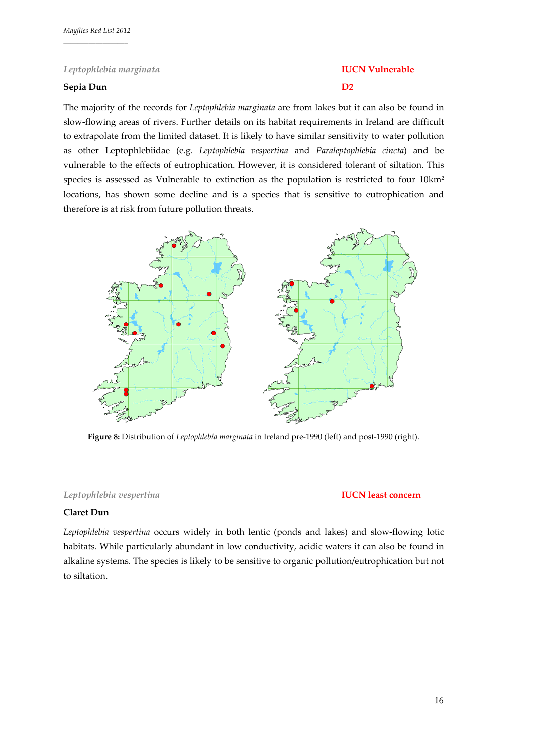*Leptophlebia marginata* **IUCN Vulnerable**

**Sepia Dun** **D2**

The majority of the records for *Leptophlebia marginata* are from lakes but it can also be found in slow-flowing areas of rivers. Further details on its habitat requirements in Ireland are difficult to extrapolate from the limited dataset. It is likely to have similar sensitivity to water pollution as other Leptophlebiidae (e.g. *Leptophlebia vespertina* and *Paraleptophlebia cincta*) and be vulnerable to the effects of eutrophication. However, it is considered tolerant of siltation. This species is assessed as Vulnerable to extinction as the population is restricted to four $10km^2$ locations, has shown some decline and is a species that is sensitive to eutrophication and therefore is at risk from future pollution threats.

**Figure 8:** Distribution of *Leptophlebia marginata* in Ireland pre-1990 (left) and post-1990 (right).

*Leptophlebia vespertina* **IUCN least concern**

**Claret Dun**

*Leptophlebia vespertina* occurs widely in both lentic (ponds and lakes) and slow-flowing lotic habitats. While particularly abundant in low conductivity, acidic waters it can also be found in alkaline systems. The species is likely to be sensitive to organic pollution/eutrophication but not to siltation.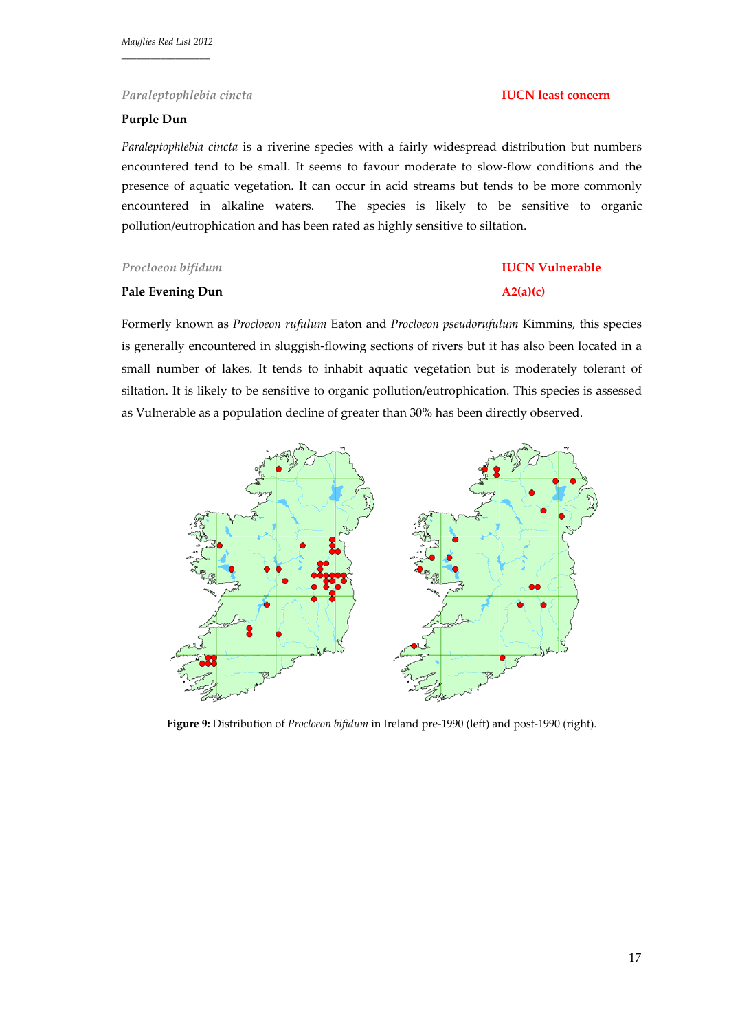*Paraleptophlebia cincta* **IUCN least concern**

**Purple Dun**

*Paraleptophlebia cincta* is a riverine species with a fairly widespread distribution but numbers encountered tend to be small. It seems to favour moderate to slow-flow conditions and the presence of aquatic vegetation. It can occur in acid streams but tends to be more commonly encountered in alkaline waters. The species is likely to be sensitive to organic pollution/eutrophication and has been rated as highly sensitive to siltation.

*Procloeon bifidum* **IUCN Vulnerable A2(a)(c)**

**Pale Evening Dun**

Formerly known as *Procloeon rufulum* Eaton and *Procloeon pseudorufulum* Kimmins, this species is generally encountered in sluggish-flowing sections of rivers but it has also been located in a small number of lakes. It tends to inhabit aquatic vegetation but is moderately tolerant of siltation. It is likely to be sensitive to organic pollution/eutrophication. This species is assessed as Vulnerable as a population decline of greater than 30% has been directly observed.

**Figure 9:** Distribution of *Procloeon bifidum* in Ireland pre-1990 (left) and post-1990 (right).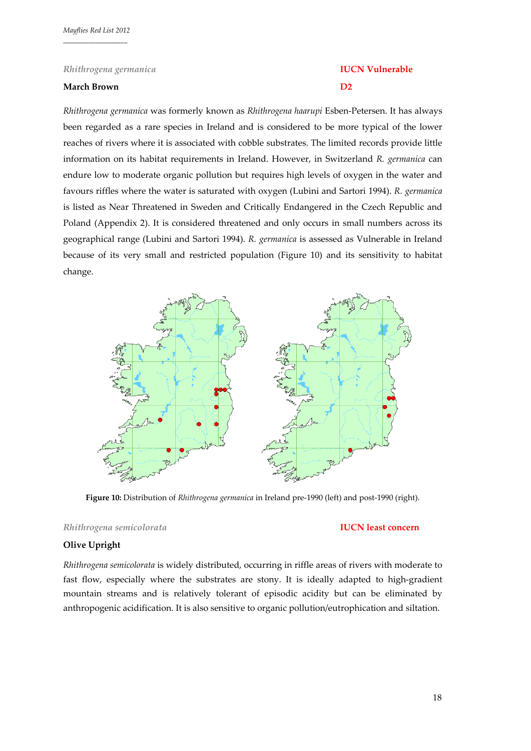*Rhithrogena germanica* **IUCN Vulnerable**

**March Brown** **D2**

*Rhithrogena germanica* was formerly known as *Rhithrogena haarupi* Esben-Petersen. It has always been regarded as a rare species in Ireland and is considered to be more typical of the lower reaches of rivers where it is associated with cobble substrates. The limited records provide little information on its habitat requirements in Ireland. However, in Switzerland *R. germanica* can endure low to moderate organic pollution but requires high levels of oxygen in the water and favours riffles where the water is saturated with oxygen (Lubini and Sartori 1994). *R. germanica* is listed as Near Threatened in Sweden and Critically Endangered in the Czech Republic and Poland (Appendix 2). It is considered threatened and only occurs in small numbers across its geographical range (Lubini and Sartori 1994). *R. germanica* is assessed as Vulnerable in Ireland because of its very small and restricted population (Figure 10) and its sensitivity to habitat change.

**Figure 10:** Distribution of *Rhithrogena germanica* in Ireland pre-1990 (left) and post-1990 (right).

*Rhithrogena semicolorata* **IUCN least concern**

**Olive Upright**

*Rhithrogena semicolorata* is widely distributed, occurring in riffle areas of rivers with moderate to fast flow, especially where the substrates are stony. It is ideally adapted to high-gradient mountain streams and is relatively tolerant of episodic acidity but can be eliminated by anthropogenic acidification. It is also sensitive to organic pollution/eutrophication and siltation.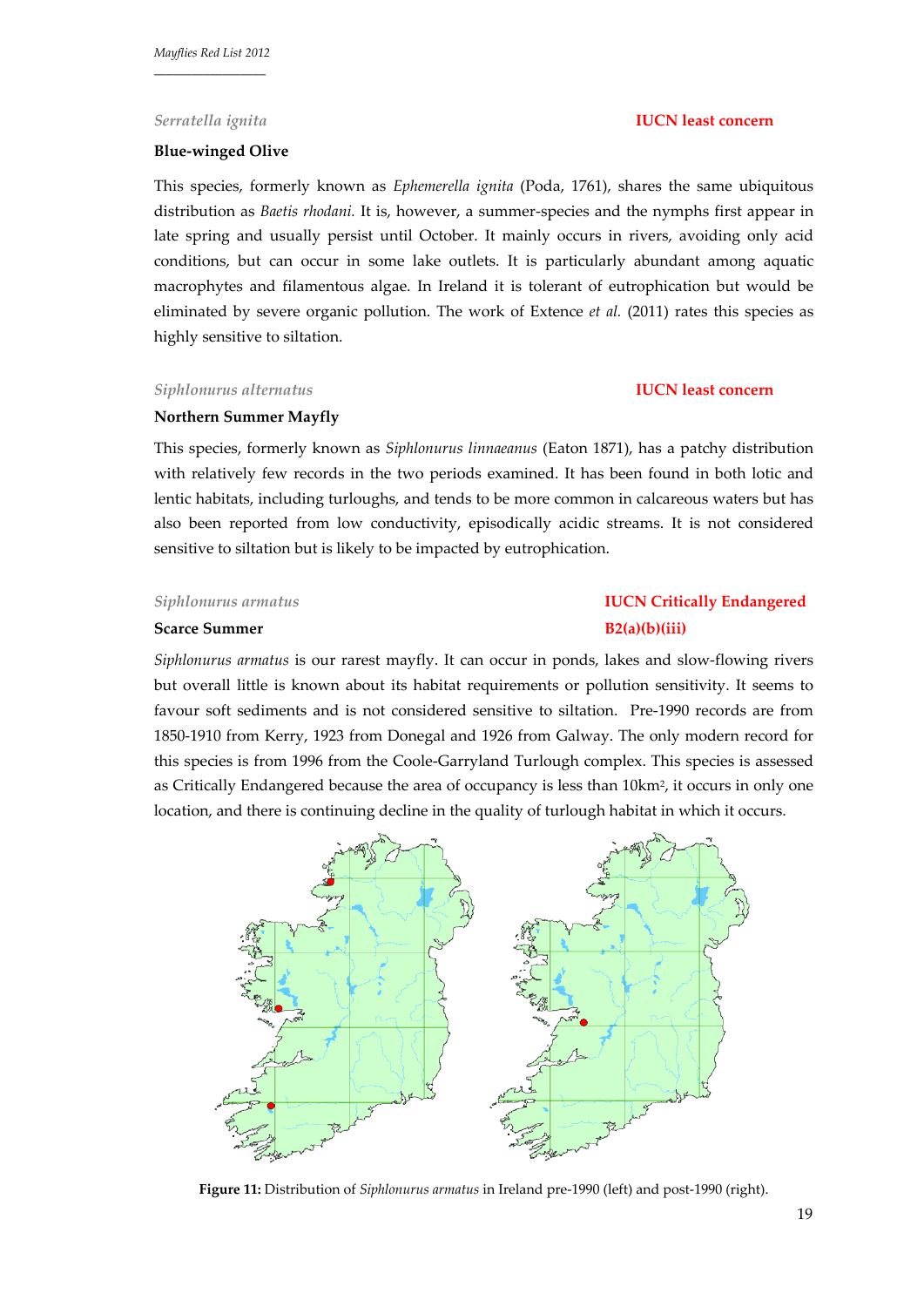### *Serratella ignita*

**IUCN least concern**

**Blue-winged Olive**

This species, formerly known as *Ephemerella ignita* (Poda, 1761), shares the same ubiquitous distribution as *Baetis rhodani.* It is, however, a summer-species and the nymphs first appear in late spring and usually persist until October. It mainly occurs in rivers, avoiding only acid conditions, but can occur in some lake outlets. It is particularly abundant among aquatic macrophytes and filamentous algae. In Ireland it is tolerant of eutrophication but would be eliminated by severe organic pollution. The work of Extence *et al.* (2011) rates this species as highly sensitive to siltation.

### *Siphlonurus alternatus*

**IUCN least concern**

**Northern Summer Mayfly**

This species, formerly known as *Siphlonurus linnaeanus* (Eaton 1871), has a patchy distribution with relatively few records in the two periods examined. It has been found in both lotic and lentic habitats, including turloughs, and tends to be more common in calcareous waters but has also been reported from low conductivity, episodically acidic streams. It is not considered sensitive to siltation but is likely to be impacted by eutrophication.

### *Siphlonurus armatus*

**IUCN Critically Endangered B2(a)(b)(iii)**

**Scarce Summer**

*Siphlonurus armatus* is our rarest mayfly. It can occur in ponds, lakes and slow-flowing rivers but overall little is known about its habitat requirements or pollution sensitivity. It seems to favour soft sediments and is not considered sensitive to siltation. Pre-1990 records are from 1850-1910 from Kerry, 1923 from Donegal and 1926 from Galway. The only modern record for this species is from 1996 from the Coole-Garryland Turlough complex. This species is assessed as Critically Endangered because the area of occupancy is less than 10km$^2$, it occurs in only one location, and there is continuing decline in the quality of turlough habitat in which it occurs.

**Figure 11:** Distribution of *Siphlonurus armatus* in Ireland pre-1990 (left) and post-1990 (right).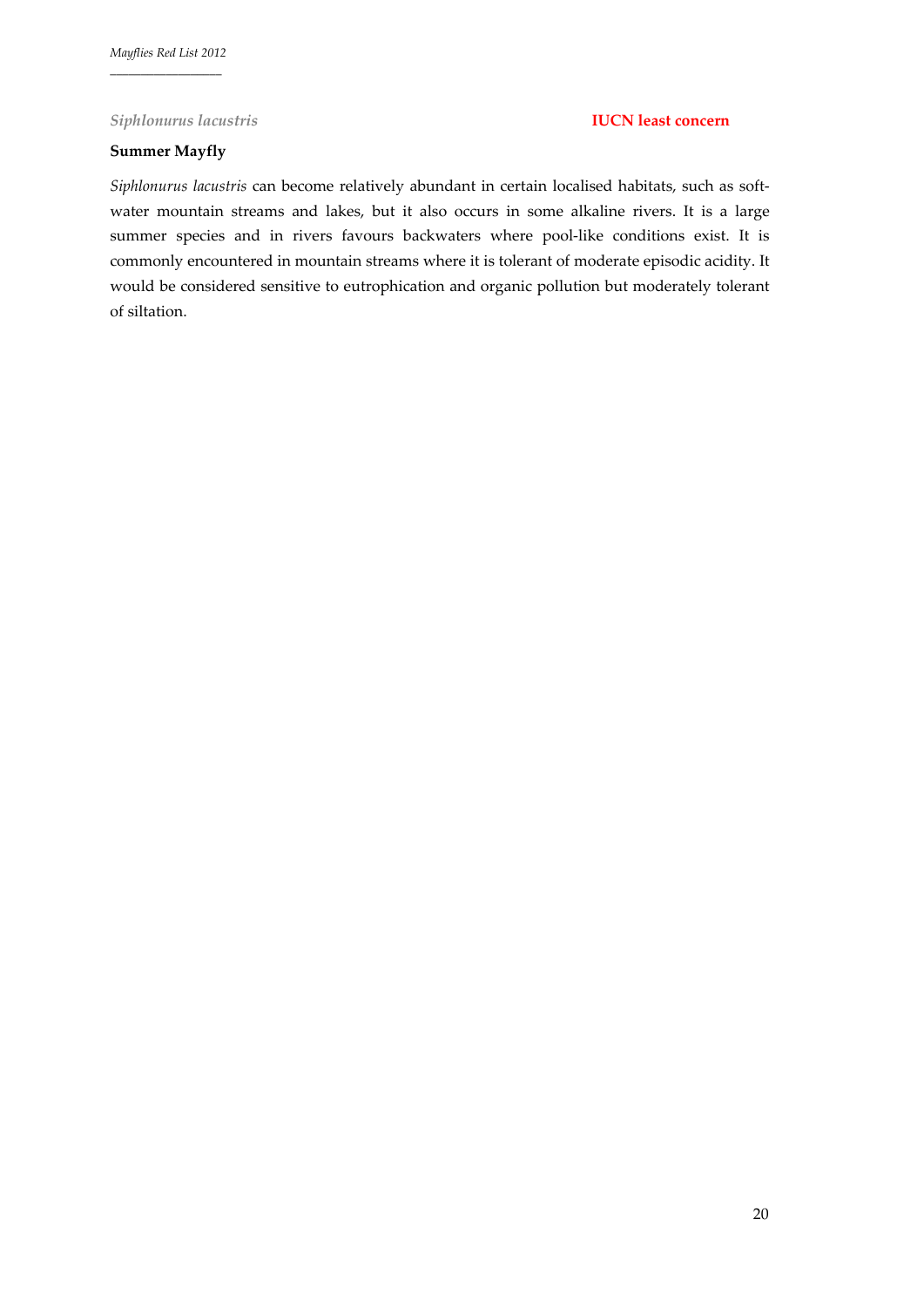*Siphlonurus lacustris* **IUCN least concern**

**Summer Mayfly**

*Siphlonurus lacustris* can become relatively abundant in certain localised habitats, such as soft-water mountain streams and lakes, but it also occurs in some alkaline rivers. It is a large summer species and in rivers favours backwaters where pool-like conditions exist. It is commonly encountered in mountain streams where it is tolerant of moderate episodic acidity. It would be considered sensitive to eutrophication and organic pollution but moderately tolerant of siltation.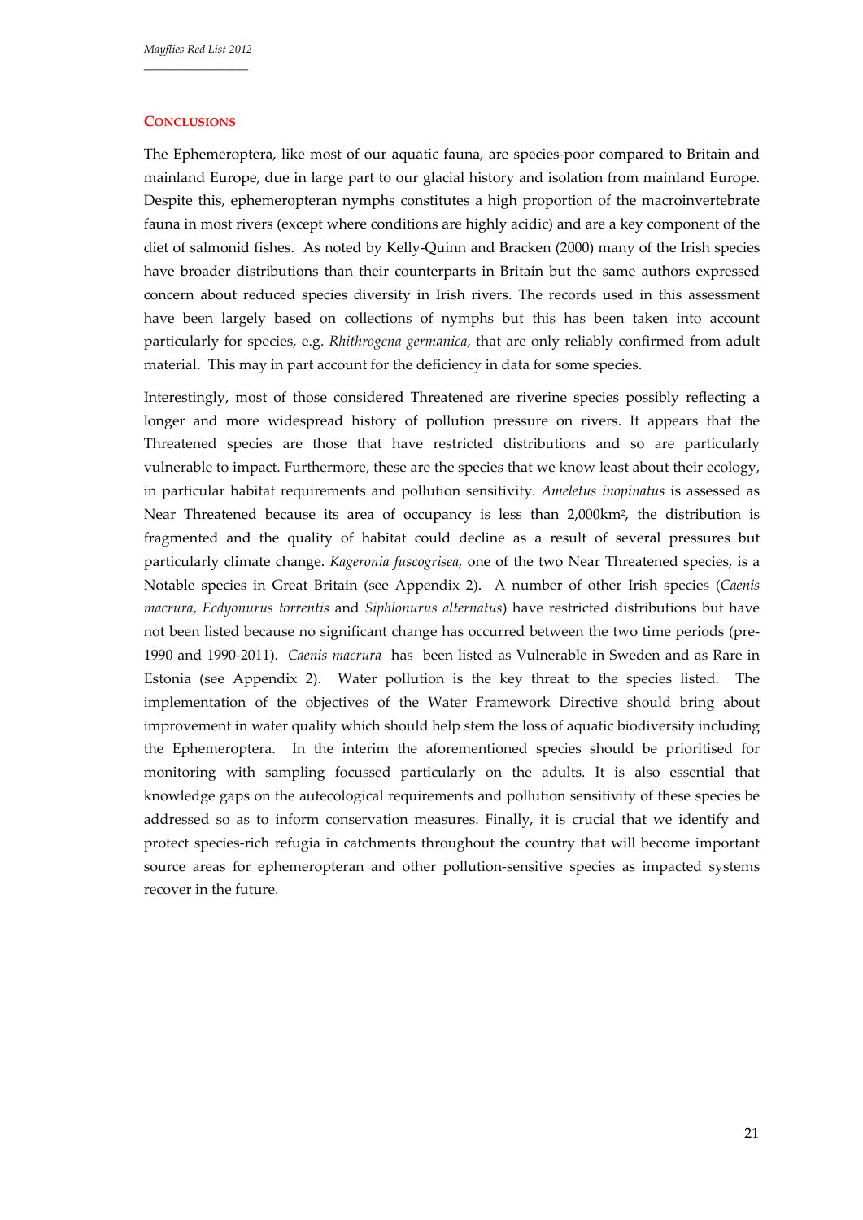## Conclusions

The Ephemeroptera, like most of our aquatic fauna, are species-poor compared to Britain and mainland Europe, due in large part to our glacial history and isolation from mainland Europe. Despite this, ephemeropteran nymphs constitutes a high proportion of the macroinvertebrate fauna in most rivers (except where conditions are highly acidic) and are a key component of the diet of salmonid fishes. As noted by Kelly-Quinn and Bracken (2000) many of the Irish species have broader distributions than their counterparts in Britain but the same authors expressed concern about reduced species diversity in Irish rivers. The records used in this assessment have been largely based on collections of nymphs but this has been taken into account particularly for species, e.g. *Rhithrogena germanica*, that are only reliably confirmed from adult material. This may in part account for the deficiency in data for some species.

Interestingly, most of those considered Threatened are riverine species possibly reflecting a longer and more widespread history of pollution pressure on rivers. It appears that the Threatened species are those that have restricted distributions and so are particularly vulnerable to impact. Furthermore, these are the species that we know least about their ecology, in particular habitat requirements and pollution sensitivity. *Ameletus inopinatus* is assessed as Near Threatened because its area of occupancy is less than 2,000km$^2$, the distribution is fragmented and the quality of habitat could decline as a result of several pressures but particularly climate change. *Kageronia fuscogrisea,* one of the two Near Threatened species, is a Notable species in Great Britain (see Appendix 2). A number of other Irish species (*Caenis macrura*, *Ecdyonurus torrentis* and *Siphlonurus alternatus*) have restricted distributions but have not been listed because no significant change has occurred between the two time periods (pre-1990 and 1990-2011). *Caenis macrura* has been listed as Vulnerable in Sweden and as Rare in Estonia (see Appendix 2). Water pollution is the key threat to the species listed. The implementation of the objectives of the Water Framework Directive should bring about improvement in water quality which should help stem the loss of aquatic biodiversity including the Ephemeroptera. In the interim the aforementioned species should be prioritised for monitoring with sampling focussed particularly on the adults. It is also essential that knowledge gaps on the autecological requirements and pollution sensitivity of these species be addressed so as to inform conservation measures. Finally, it is crucial that we identify and protect species-rich refugia in catchments throughout the country that will become important source areas for ephemeropteran and other pollution-sensitive species as impacted systems recover in the future.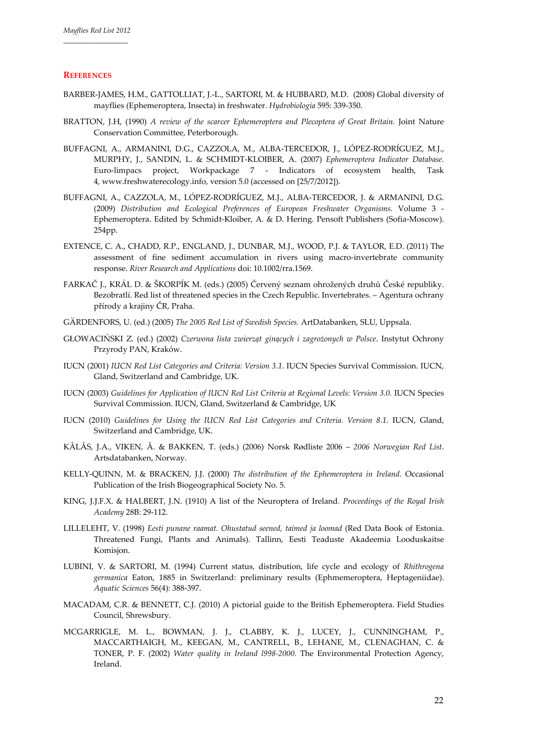## References

BARBER-JAMES, H.M., GATTOLLIAT, J.-L., SARTORI, M. & HUBBARD, M.D. (2008) Global diversity of mayflies (Ephemeroptera, Insecta) in freshwater. *Hydrobiologia* 595: 339-350.

BRATTON, J.H, (1990) *A review of the scarcer Ephemeroptera and Plecoptera of Great Britain.* Joint Nature Conservation Committee, Peterborough.

BUFFAGNI, A., ARMANINI, D.G., CAZZOLA, M., ALBA-TERCEDOR, J., LÓPEZ-RODRÍGUEZ, M.J., MURPHY, J., SANDIN, L. & SCHMIDT-KLOIBER, A. (2007) *Ephemeroptera Indicator Database.* Euro-limpacs project, Workpackage 7 - Indicators of ecosystem health, Task 4, www.freshwaterecology.info, version 5.0 (accessed on [25/7/2012]).

BUFFAGNI, A., CAZZOLA, M., LÓPEZ-RODRÍGUEZ, M.J., ALBA-TERCEDOR, J. & ARMANINI, D.G. (2009) *Distribution and Ecological Preferences of European Freshwater Organisms.* Volume 3 - Ephemeroptera. Edited by Schmidt-Kloiber, A. & D. Hering. Pensoft Publishers (Sofia-Moscow). 254pp.

EXTENCE, C. A., CHADD, R.P., ENGLAND, J., DUNBAR, M.J., WOOD, P.J. & TAYLOR, E.D. (2011) The assessment of fine sediment accumulation in rivers using macro-invertebrate community response. *River Research and Applications* doi: 10.1002/rra.1569.

FARKAČ J., KRÁL D. & ŠKORPÍK M. (eds.) (2005) Červený seznam ohrožených druhů České republiky. Bezobratlí. Red list of threatened species in the Czech Republic. Invertebrates. – Agentura ochrany přírody a krajiny ČR, Praha.

GÄRDENFORS, U. (ed.) (2005) *The 2005 Red List of Swedish Species.* ArtDatabanken, SLU, Uppsala.

GŁOWACIŃSKI Z. (ed.) (2002) *Czerwona lista zwierząt ginących i zagrożonych w Polsce*. Instytut Ochrony Przyrody PAN, Kraków.

IUCN (2001) *IUCN Red List Categories and Criteria: Version 3.1.* IUCN Species Survival Commission. IUCN, Gland, Switzerland and Cambridge, UK.

IUCN (2003) *Guidelines for Application of IUCN Red List Criteria at Regional Levels: Version 3.0.* IUCN Species Survival Commission. IUCN, Gland, Switzerland & Cambridge, UK

IUCN (2010) *Guidelines for Using the IUCN Red List Categories and Criteria. Version 8.1.* IUCN, Gland, Switzerland and Cambridge, UK.

KÅLÅS, J.A., VIKEN, Å. & BAKKEN, T. (eds.) (2006) Norsk Rødliste 2006 – *2006 Norwegian Red List*. Artsdatabanken, Norway.

KELLY-QUINN, M. & BRACKEN, J.J. (2000) *The distribution of the Ephemeroptera in Ireland.* Occasional Publication of the Irish Biogeographical Society No. 5.

KING, J.J.F.X. & HALBERT, J.N. (1910) A list of the Neuroptera of Ireland. *Proceedings of the Royal Irish Academy* 28B: 29-112.

LILLELEHT, V. (1998) *Eesti punane raamat. Ohustatud seened, taimed ja loomad* (Red Data Book of Estonia. Threatened Fungi, Plants and Animals). Tallinn, Eesti Teaduste Akadeemia Looduskaitse Komisjon.

LUBINI, V. & SARTORI, M. (1994) Current status, distribution, life cycle and ecology of *Rhithrogena germanica* Eaton, 1885 in Switzerland: preliminary results (Ephmemeroptera, Heptageniidae). *Aquatic Sciences* 56(4): 388-397.

MACADAM, C.R. & BENNETT, C.J. (2010) A pictorial guide to the British Ephemeroptera. Field Studies Council, Shrewsbury.

MCGARRIGLE, M. L., BOWMAN, J. J., CLABBY, K. J., LUCEY, J., CUNNINGHAM, P., MACCARTHAIGH, M., KEEGAN, M., CANTRELL, B., LEHANE, M., CLENAGHAN, C. & TONER, P. F. (2002) *Water quality in Ireland l998-2000.* The Environmental Protection Agency, Ireland.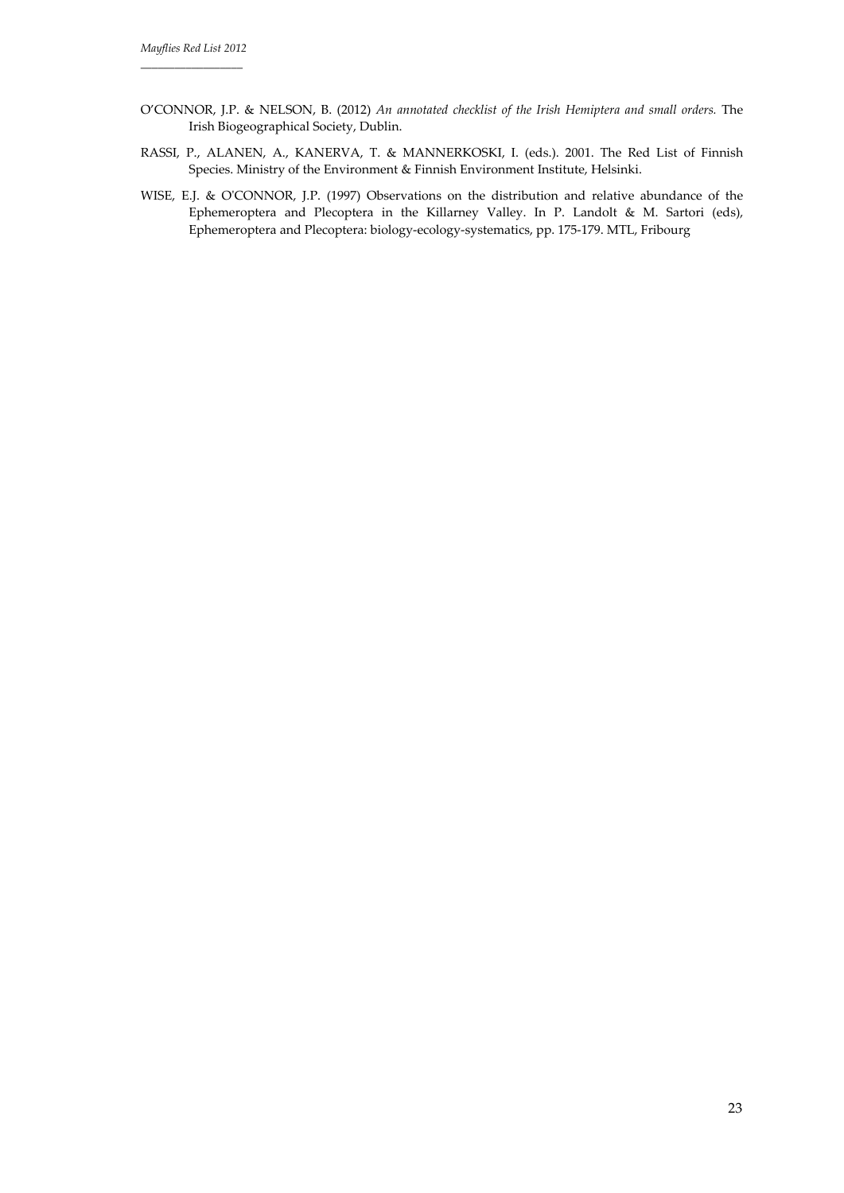O'CONNOR, J.P. & NELSON, B. (2012) *An annotated checklist of the Irish Hemiptera and small orders.* The Irish Biogeographical Society, Dublin.

RASSI, P., ALANEN, A., KANERVA, T. & MANNERKOSKI, I. (eds.). 2001. The Red List of Finnish Species. Ministry of the Environment & Finnish Environment Institute, Helsinki.

WISE, E.J. & O'CONNOR, J.P. (1997) Observations on the distribution and relative abundance of the Ephemeroptera and Plecoptera in the Killarney Valley. In P. Landolt & M. Sartori (eds), Ephemeroptera and Plecoptera: biology-ecology-systematics, pp. 175-179. MTL, Fribourg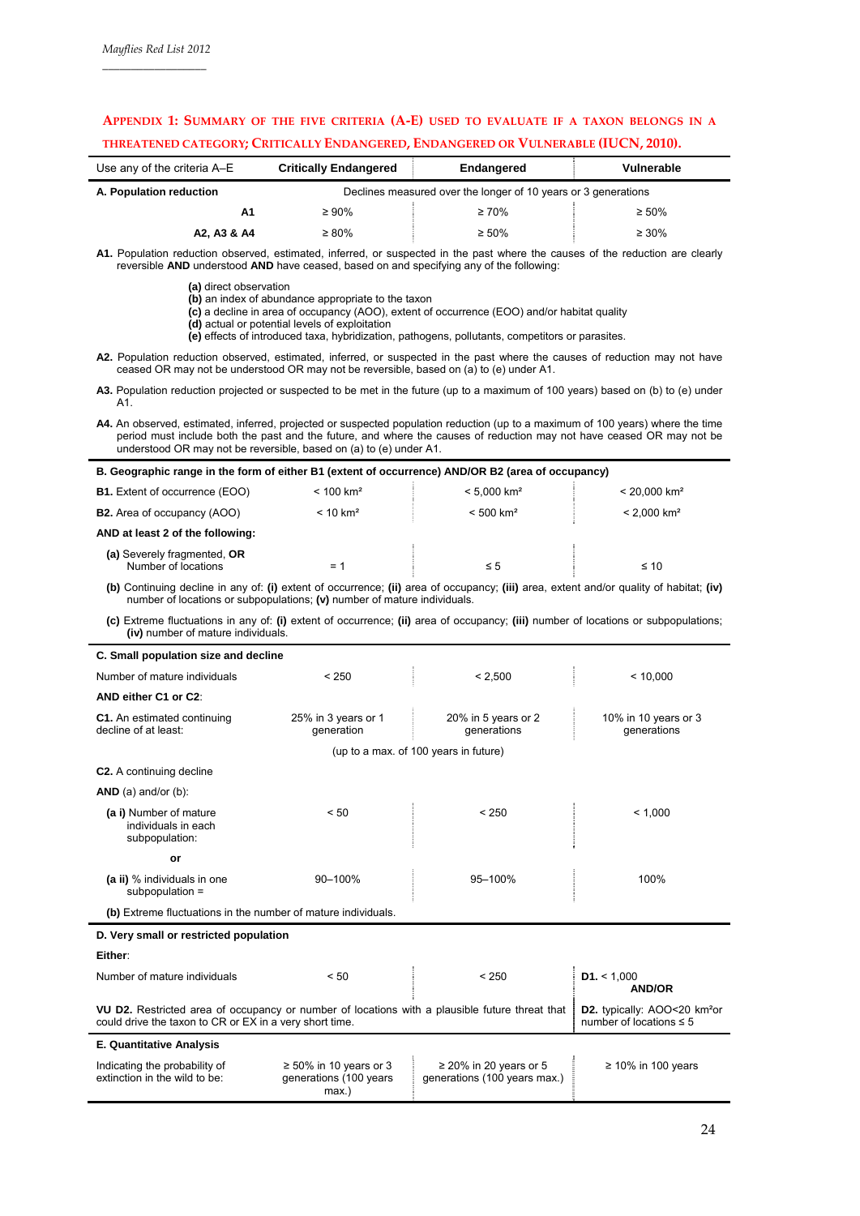## Appendix 1: Summary of the five criteria (A-E) used to evaluate if a taxon belongs in a threatened category; Critically Endangered, Endangered or Vulnerable (IUCN, 2010).

| Use any of the criteria A–E | Critically Endangered | Endangered | Vulnerable |
|---|---|---|---|
| **A. Population reduction** | Declines measured over the longer of 10 years or 3 generations | | |
| **A1** | ≥ 90% | ≥ 70% | ≥ 50% |
| **A2, A3 & A4** | ≥ 80% | ≥ 50% | ≥ 30% |

**A1.** Population reduction observed, estimated, inferred, or suspected in the past where the causes of the reduction are clearly reversible **AND** understood **AND** have ceased, based on and specifying any of the following:

- **(a)** direct observation
- **(b)** an index of abundance appropriate to the taxon
- **(c)** a decline in area of occupancy (AOO), extent of occurrence (EOO) and/or habitat quality
- **(d)** actual or potential levels of exploitation
- **(e)** effects of introduced taxa, hybridization, pathogens, pollutants, competitors or parasites.

**A2.** Population reduction observed, estimated, inferred, or suspected in the past where the causes of reduction may not have ceased OR may not be understood OR may not be reversible, based on (a) to (e) under A1.

**A3.** Population reduction projected or suspected to be met in the future (up to a maximum of 100 years) based on (b) to (e) under A1.

**A4.** An observed, estimated, inferred, projected or suspected population reduction (up to a maximum of 100 years) where the time period must include both the past and the future, and where the causes of reduction may not have ceased OR may not be understood OR may not be reversible, based on (a) to (e) under A1.

| **B. Geographic range in the form of either B1 (extent of occurrence) AND/OR B2 (area of occupancy)** | | | |
|---|---|---|---|
| **B1.** Extent of occurrence (EOO) | < 100 km² | < 5,000 km² | < 20,000 km² |
| **B2.** Area of occupancy (AOO) | < 10 km² | < 500 km² | < 2,000 km² |
| **AND at least 2 of the following:** | | | |
| **(a)** Severely fragmented, **OR** Number of locations | = 1 | ≤ 5 | ≤ 10 |

**(b)** Continuing decline in any of: **(i)** extent of occurrence; **(ii)** area of occupancy; **(iii)** area, extent and/or quality of habitat; **(iv)** number of locations or subpopulations; **(v)** number of mature individuals.

**(c)** Extreme fluctuations in any of: **(i)** extent of occurrence; **(ii)** area of occupancy; **(iii)** number of locations or subpopulations; **(iv)** number of mature individuals.

| **C. Small population size and decline** | | | |
|---|---|---|---|
| Number of mature individuals | < 250 | < 2,500 | < 10,000 |
| **AND either C1 or C2**: | | | |
| **C1.** An estimated continuing decline of at least: | 25% in 3 years or 1 generation | 20% in 5 years or 2 generations | 10% in 10 years or 3 generations |
| | (up to a max. of 100 years in future) | | |
| **C2.** A continuing decline | | | |
| **AND** (a) and/or (b): | | | |
| **(a i)** Number of mature individuals in each subpopulation: | < 50 | < 250 | < 1,000 |
| **or** | | | |
| **(a ii)** % individuals in one subpopulation = | 90–100% | 95–100% | 100% |
| **(b)** Extreme fluctuations in the number of mature individuals. | | | |

| **D. Very small or restricted population** | | | |
|---|---|---|---|
| **Either**: | | | |
| Number of mature individuals | < 50 | < 250 | **D1.** < 1,000 **AND/OR** |
| **VU D2.** Restricted area of occupancy or number of locations with a plausible future threat that could drive the taxon to CR or EX in a very short time. | | | **D2.** typically: AOO<20 km² or number of locations ≤ 5 |

| **E. Quantitative Analysis** | | | |
|---|---|---|---|
| Indicating the probability of extinction in the wild to be: | ≥ 50% in 10 years or 3 generations (100 years max.) | ≥ 20% in 20 years or 5 generations (100 years max.) | ≥ 10% in 100 years |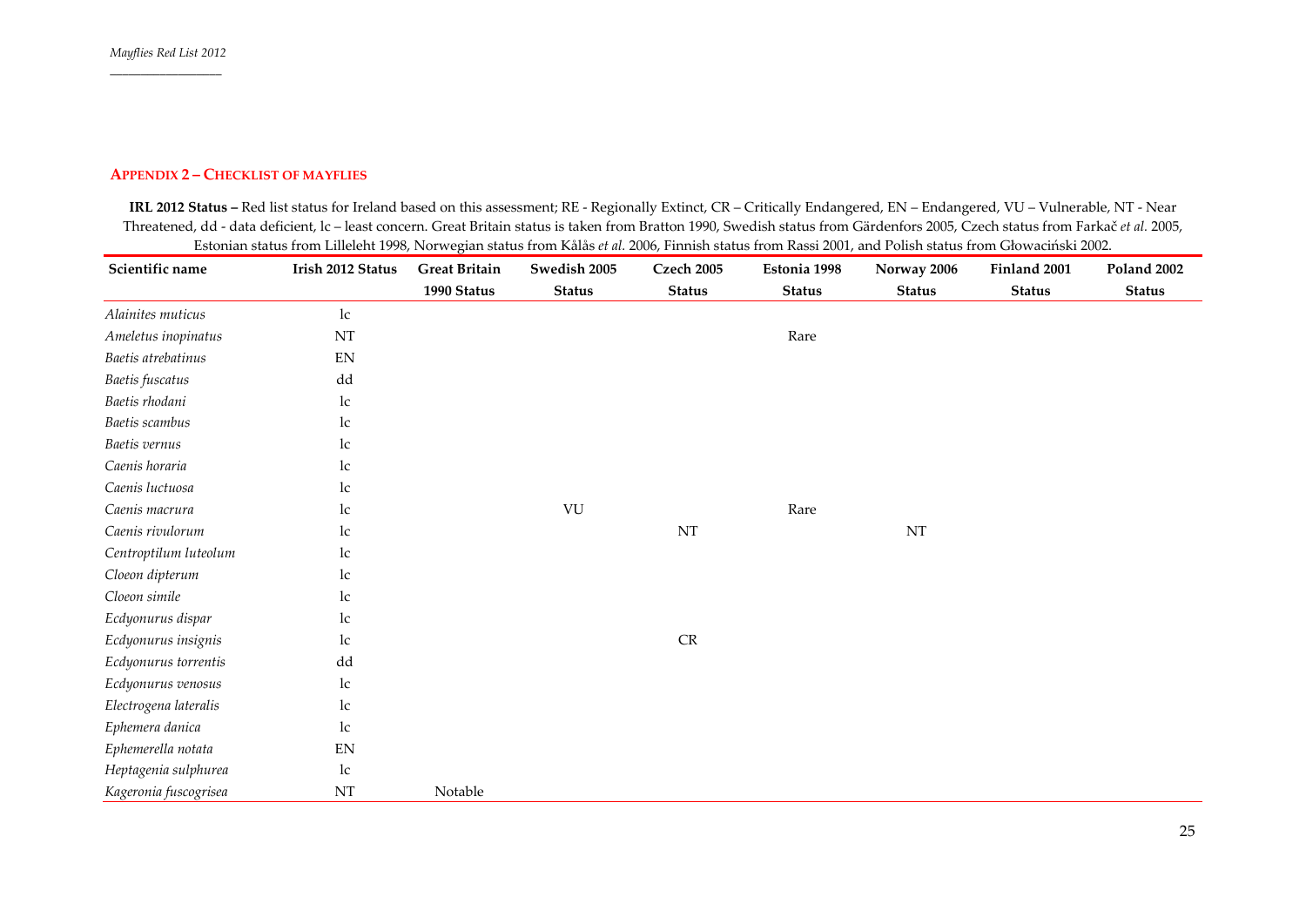## APPENDIX 2 – CHECKLIST OF MAYFLIES

**IRL 2012 Status –** Red list status for Ireland based on this assessment; RE - Regionally Extinct, CR – Critically Endangered, EN – Endangered, VU – Vulnerable, NT - Near Threatened, dd - data deficient, lc – least concern. Great Britain status is taken from Bratton 1990, Swedish status from Gärdenfors 2005, Czech status from Farkač *et al.* 2005, Estonian status from Lilleleht 1998, Norwegian status from Kålås *et al.* 2006, Finnish status from Rassi 2001, and Polish status from Głowaciński 2002.

| Scientific name | Irish 2012 Status | Great Britain 1990 Status | Swedish 2005 Status | Czech 2005 Status | Estonia 1998 Status | Norway 2006 Status | Finland 2001 Status | Poland 2002 Status |
|---|---|---|---|---|---|---|---|---|
| *Alainites muticus* | lc | | | | | | | |
| *Ameletus inopinatus* | NT | | | | Rare | | | |
| *Baetis atrebatinus* | EN | | | | | | | |
| *Baetis fuscatus* | dd | | | | | | | |
| *Baetis rhodani* | lc | | | | | | | |
| *Baetis scambus* | lc | | | | | | | |
| *Baetis vernus* | lc | | | | | | | |
| *Caenis horaria* | lc | | | | | | | |
| *Caenis luctuosa* | lc | | | | | | | |
| *Caenis macrura* | lc | | VU | | Rare | | | |
| *Caenis rivulorum* | lc | | | NT | | NT | | |
| *Centroptilum luteolum* | lc | | | | | | | |
| *Cloeon dipterum* | lc | | | | | | | |
| *Cloeon simile* | lc | | | | | | | |
| *Ecdyonurus dispar* | lc | | | | | | | |
| *Ecdyonurus insignis* | lc | | | CR | | | | |
| *Ecdyonurus torrentis* | dd | | | | | | | |
| *Ecdyonurus venosus* | lc | | | | | | | |
| *Electrogena lateralis* | lc | | | | | | | |
| *Ephemera danica* | lc | | | | | | | |
| *Ephemerella notata* | EN | | | | | | | |
| *Heptagenia sulphurea* | lc | | | | | | | |
| *Kageronia fuscogrisea* | NT | Notable | | | | | | |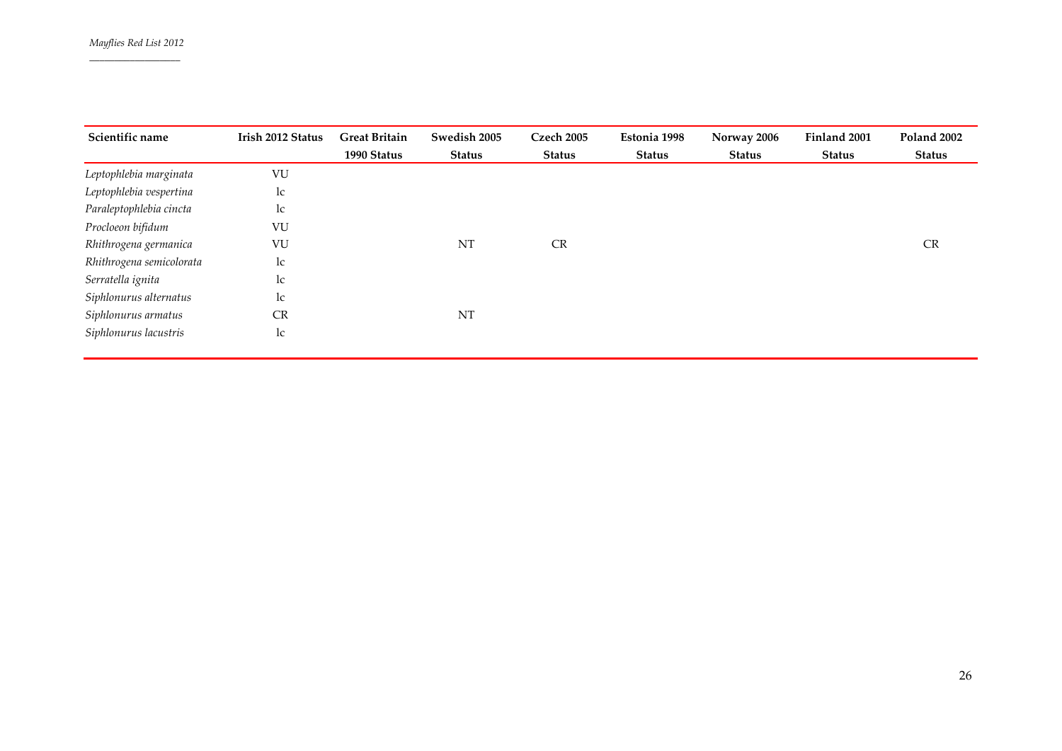| Scientific name | Irish 2012 Status | Great Britain 1990 Status | Swedish 2005 Status | Czech 2005 Status | Estonia 1998 Status | Norway 2006 Status | Finland 2001 Status | Poland 2002 Status |
|---|---|---|---|---|---|---|---|---|
| *Leptophlebia marginata* | VU | | | | | | | |
| *Leptophlebia vespertina* | lc | | | | | | | |
| *Paraleptophlebia cincta* | lc | | | | | | | |
| *Procloeon bifidum* | VU | | | | | | | |
| *Rhithrogena germanica* | VU | | NT | CR | | | | CR |
| *Rhithrogena semicolorata* | lc | | | | | | | |
| *Serratella ignita* | lc | | | | | | | |
| *Siphlonurus alternatus* | lc | | | | | | | |
| *Siphlonurus armatus* | CR | | NT | | | | | |
| *Siphlonurus lacustris* | lc | | | | | | | |